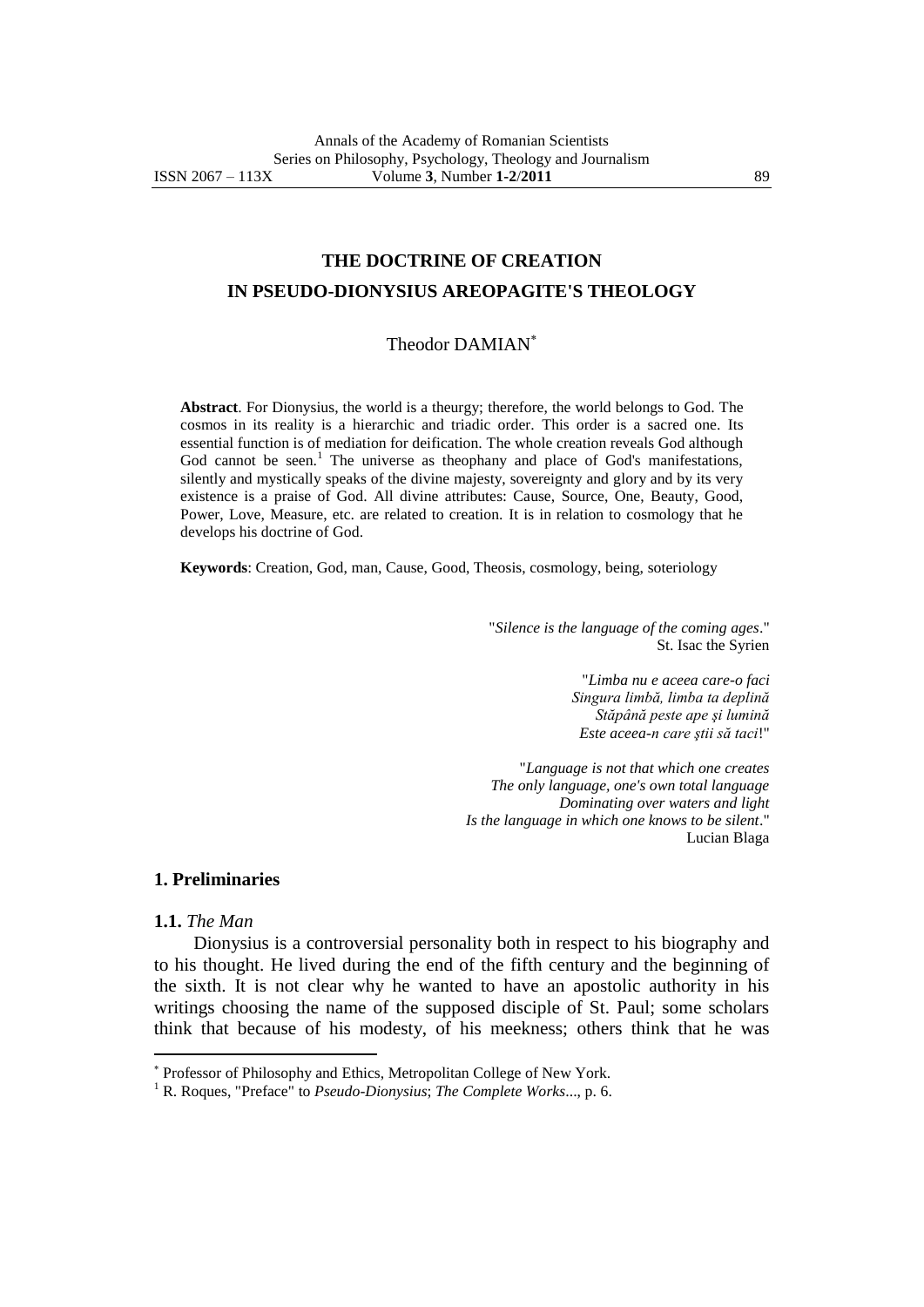# THE DOCTRINE OF CREATION IN PSEUDO-DIONYSIUS AREOPAGITE'S THEOLOGY

Theodor DAMIAN[*]

**Abstract**. For Dionysius, the world is a theurgy; therefore, the world belongs to God. The cosmos in its reality is a hierarchic and triadic order. This order is a sacred one. Its essential function is of mediation for deification. The whole creation reveals God although God cannot be seen.[1] The universe as theophany and place of God's manifestations, silently and mystically speaks of the divine majesty, sovereignty and glory and by its very existence is a praise of God. All divine attributes: Cause, Source, One, Beauty, Good, Power, Love, Measure, etc. are related to creation. It is in relation to cosmology that he develops his doctrine of God.

**Keywords**: Creation, God, man, Cause, Good, Theosis, cosmology, being, soteriology

"*Silence is the language of the coming ages*."
St. Isac the Syrien

"*Limba nu e aceea care-o faci*
*Singura limbă, limba ta deplină*
*Stăpână peste ape și lumină*
*Este aceea-n care știi să taci*!"

"*Language is not that which one creates*
*The only language, one's own total language*
*Dominating over waters and light*
*Is the language in which one knows to be silent*."
Lucian Blaga

## 1. Preliminaries

**1.1.** *The Man*

Dionysius is a controversial personality both in respect to his biography and to his thought. He lived during the end of the fifth century and the beginning of the sixth. It is not clear why he wanted to have an apostolic authority in his writings choosing the name of the supposed disciple of St. Paul; some scholars think that because of his modesty, of his meekness; others think that he was

---

[*] Professor of Philosophy and Ethics, Metropolitan College of New York.

[1] R. Roques, "Preface" to *Pseudo-Dionysius*; *The Complete Works*..., p. 6.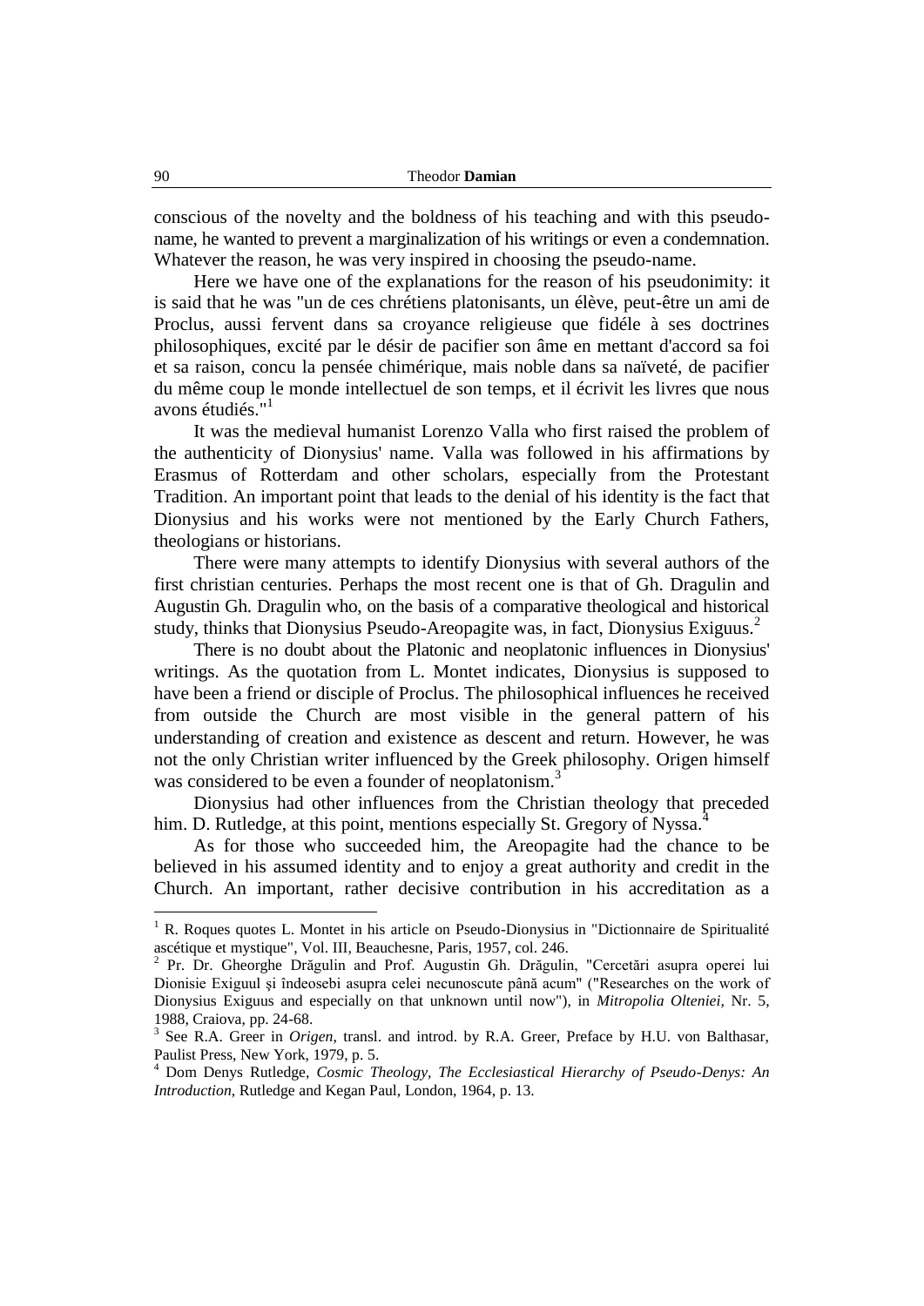conscious of the novelty and the boldness of his teaching and with this pseudo-name, he wanted to prevent a marginalization of his writings or even a condemnation. Whatever the reason, he was very inspired in choosing the pseudo-name.

Here we have one of the explanations for the reason of his pseudonimity: it is said that he was "un de ces chrétiens platonisants, un élève, peut-être un ami de Proclus, aussi fervent dans sa croyance religieuse que fidéle à ses doctrines philosophiques, excité par le désir de pacifier son âme en mettant d'accord sa foi et sa raison, concu la pensée chimérique, mais noble dans sa naïveté, de pacifier du même coup le monde intellectuel de son temps, et il écrivit les livres que nous avons étudiés."[1]

It was the medieval humanist Lorenzo Valla who first raised the problem of the authenticity of Dionysius' name. Valla was followed in his affirmations by Erasmus of Rotterdam and other scholars, especially from the Protestant Tradition. An important point that leads to the denial of his identity is the fact that Dionysius and his works were not mentioned by the Early Church Fathers, theologians or historians.

There were many attempts to identify Dionysius with several authors of the first christian centuries. Perhaps the most recent one is that of Gh. Dragulin and Augustin Gh. Dragulin who, on the basis of a comparative theological and historical study, thinks that Dionysius Pseudo-Areopagite was, in fact, Dionysius Exiguus.[2]

There is no doubt about the Platonic and neoplatonic influences in Dionysius' writings. As the quotation from L. Montet indicates, Dionysius is supposed to have been a friend or disciple of Proclus. The philosophical influences he received from outside the Church are most visible in the general pattern of his understanding of creation and existence as descent and return. However, he was not the only Christian writer influenced by the Greek philosophy. Origen himself was considered to be even a founder of neoplatonism.[3]

Dionysius had other influences from the Christian theology that preceded him. D. Rutledge, at this point, mentions especially St. Gregory of Nyssa.[4]

As for those who succeeded him, the Areopagite had the chance to be believed in his assumed identity and to enjoy a great authority and credit in the Church. An important, rather decisive contribution in his accreditation as a

---

[1] R. Roques quotes L. Montet in his article on Pseudo-Dionysius in "Dictionnaire de Spiritualité ascétique et mystique", Vol. III, Beauchesne, Paris, 1957, col. 246.

[2] Pr. Dr. Gheorghe Drăgulin and Prof. Augustin Gh. Drăgulin, "Cercetări asupra operei lui Dionisie Exiguul şi îndeosebi asupra celei necunoscute până acum" ("Researches on the work of Dionysius Exiguus and especially on that unknown until now"), in *Mitropolia Olteniei*, Nr. 5, 1988, Craiova, pp. 24-68.

[3] See R.A. Greer in *Origen*, transl. and introd. by R.A. Greer, Preface by H.U. von Balthasar, Paulist Press, New York, 1979, p. 5.

[4] Dom Denys Rutledge, *Cosmic Theology, The Ecclesiastical Hierarchy of Pseudo-Denys: An Introduction*, Rutledge and Kegan Paul, London, 1964, p. 13.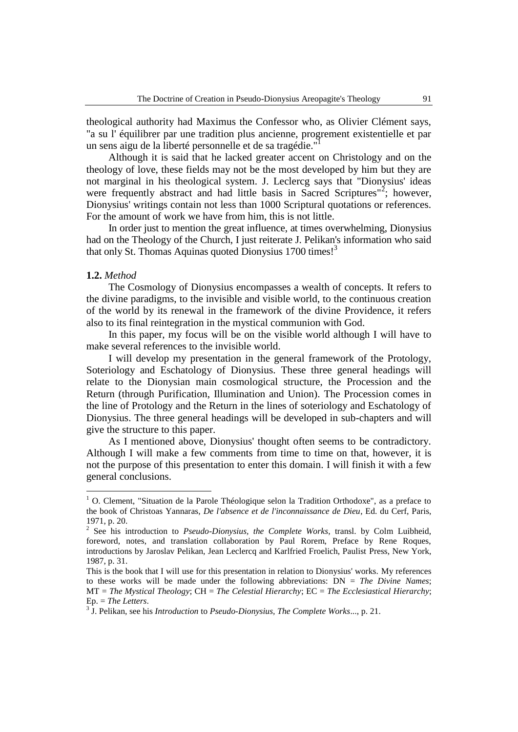theological authority had Maximus the Confessor who, as Olivier Clément says, "a su l' équilibrer par une tradition plus ancienne, progrement existentielle et par un sens aigu de la liberté personnelle et de sa tragédie."[1]

Although it is said that he lacked greater accent on Christology and on the theology of love, these fields may not be the most developed by him but they are not marginal in his theological system. J. Leclercg says that "Dionysius' ideas were frequently abstract and had little basis in Sacred Scriptures"[2]; however, Dionysius' writings contain not less than 1000 Scriptural quotations or references. For the amount of work we have from him, this is not little.

In order just to mention the great influence, at times overwhelming, Dionysius had on the Theology of the Church, I just reiterate J. Pelikan's information who said that only St. Thomas Aquinas quoted Dionysius 1700 times![3]

**1.2.** *Method*

The Cosmology of Dionysius encompasses a wealth of concepts. It refers to the divine paradigms, to the invisible and visible world, to the continuous creation of the world by its renewal in the framework of the divine Providence, it refers also to its final reintegration in the mystical communion with God.

In this paper, my focus will be on the visible world although I will have to make several references to the invisible world.

I will develop my presentation in the general framework of the Protology, Soteriology and Eschatology of Dionysius. These three general headings will relate to the Dionysian main cosmological structure, the Procession and the Return (through Purification, Illumination and Union). The Procession comes in the line of Protology and the Return in the lines of soteriology and Eschatology of Dionysius. The three general headings will be developed in sub-chapters and will give the structure to this paper.

As I mentioned above, Dionysius' thought often seems to be contradictory. Although I will make a few comments from time to time on that, however, it is not the purpose of this presentation to enter this domain. I will finish it with a few general conclusions.

---

[1] O. Clement, "Situation de la Parole Théologique selon la Tradition Orthodoxe", as a preface to the book of Christoas Yannaras, *De l'absence et de l'inconnaissance de Dieu*, Ed. du Cerf, Paris, 1971, p. 20.

[2] See his introduction to *Pseudo-Dionysius, the Complete Works*, transl. by Colm Luibheid, foreword, notes, and translation collaboration by Paul Rorem, Preface by Rene Roques, introductions by Jaroslav Pelikan, Jean Leclercq and Karlfried Froelich, Paulist Press, New York, 1987, p. 31.

This is the book that I will use for this presentation in relation to Dionysius' works. My references to these works will be made under the following abbreviations: DN = *The Divine Names*; MT = *The Mystical Theology*; CH = *The Celestial Hierarchy*; EC = *The Ecclesiastical Hierarchy*; Ep. = *The Letters*.

[3] J. Pelikan, see his *Introduction* to *Pseudo-Dionysius, The Complete Works*..., p. 21.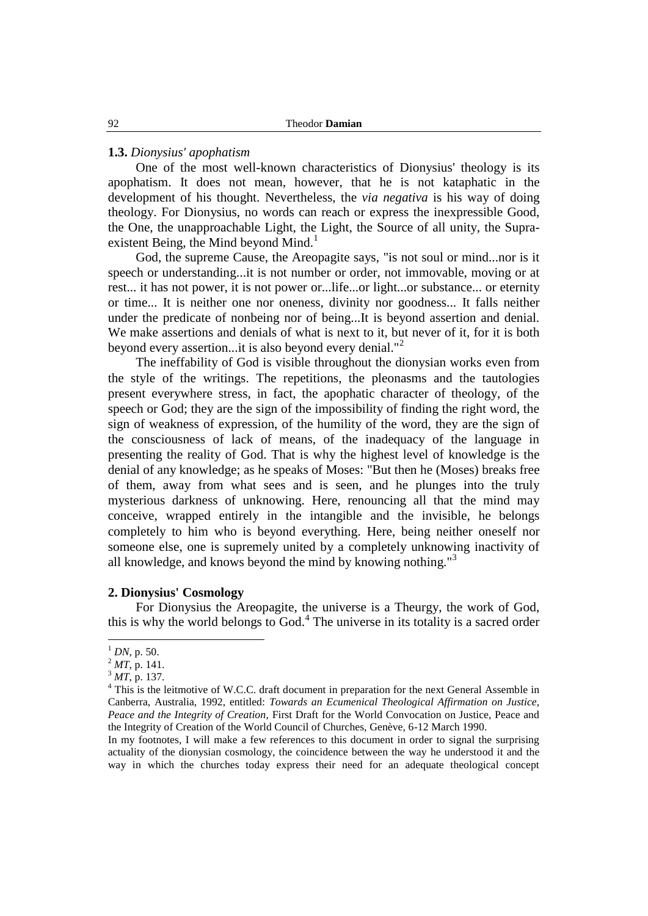### 1.3. *Dionysius' apophatism*

One of the most well-known characteristics of Dionysius' theology is its apophatism. It does not mean, however, that he is not kataphatic in the development of his thought. Nevertheless, the *via negativa* is his way of doing theology. For Dionysius, no words can reach or express the inexpressible Good, the One, the unapproachable Light, the Light, the Source of all unity, the Supra-existent Being, the Mind beyond Mind.[1]

God, the supreme Cause, the Areopagite says, "is not soul or mind...nor is it speech or understanding...it is not number or order, not immovable, moving or at rest... it has not power, it is not power or...life...or light...or substance... or eternity or time... It is neither one nor oneness, divinity nor goodness... It falls neither under the predicate of nonbeing nor of being...It is beyond assertion and denial. We make assertions and denials of what is next to it, but never of it, for it is both beyond every assertion...it is also beyond every denial."[2]

The ineffability of God is visible throughout the dionysian works even from the style of the writings. The repetitions, the pleonasms and the tautologies present everywhere stress, in fact, the apophatic character of theology, of the speech or God; they are the sign of the impossibility of finding the right word, the sign of weakness of expression, of the humility of the word, they are the sign of the consciousness of lack of means, of the inadequacy of the language in presenting the reality of God. That is why the highest level of knowledge is the denial of any knowledge; as he speaks of Moses: "But then he (Moses) breaks free of them, away from what sees and is seen, and he plunges into the truly mysterious darkness of unknowing. Here, renouncing all that the mind may conceive, wrapped entirely in the intangible and the invisible, he belongs completely to him who is beyond everything. Here, being neither oneself nor someone else, one is supremely united by a completely unknowing inactivity of all knowledge, and knows beyond the mind by knowing nothing."[3]

## 2. Dionysius' Cosmology

For Dionysius the Areopagite, the universe is a Theurgy, the work of God, this is why the world belongs to God.[4] The universe in its totality is a sacred order

---

[1] *DN*, p. 50.

[2] *MT*, p. 141.

[3] *MT*, p. 137.

[4] This is the leitmotive of W.C.C. draft document in preparation for the next General Assemble in Canberra, Australia, 1992, entitled: *Towards an Ecumenical Theological Affirmation on Justice, Peace and the Integrity of Creation*, First Draft for the World Convocation on Justice, Peace and the Integrity of Creation of the World Council of Churches, Genève, 6-12 March 1990.

In my footnotes, I will make a few references to this document in order to signal the surprising actuality of the dionysian cosmology, the coincidence between the way he understood it and the way in which the churches today express their need for an adequate theological concept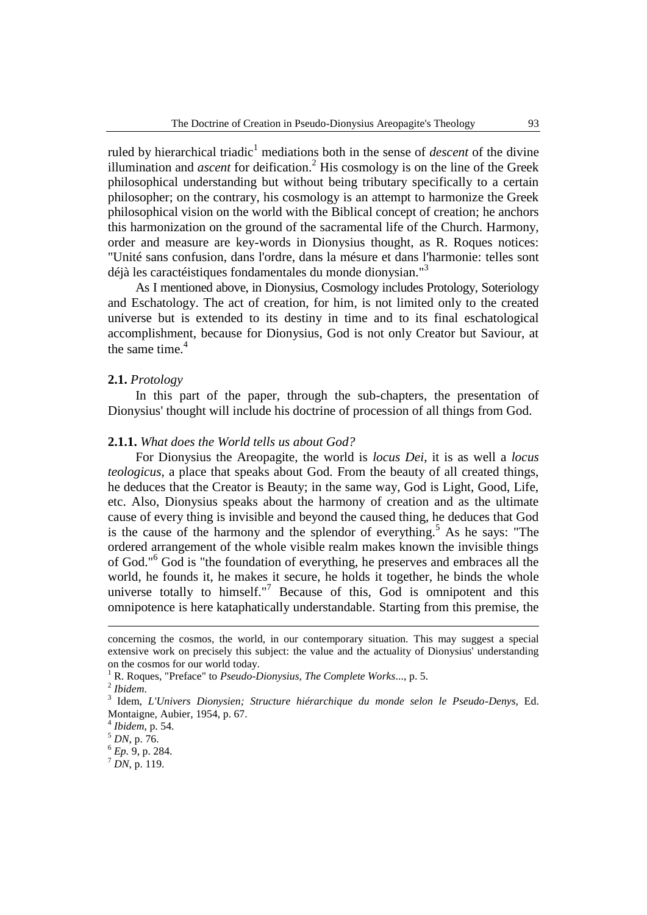ruled by hierarchical triadic[1] mediations both in the sense of *descent* of the divine illumination and *ascent* for deification.[2] His cosmology is on the line of the Greek philosophical understanding but without being tributary specifically to a certain philosopher; on the contrary, his cosmology is an attempt to harmonize the Greek philosophical vision on the world with the Biblical concept of creation; he anchors this harmonization on the ground of the sacramental life of the Church. Harmony, order and measure are key-words in Dionysius thought, as R. Roques notices: "Unité sans confusion, dans l'ordre, dans la mésure et dans l'harmonie: telles sont déjà les caractéistiques fondamentales du monde dionysian."[3]

As I mentioned above, in Dionysius, Cosmology includes Protology, Soteriology and Eschatology. The act of creation, for him, is not limited only to the created universe but is extended to its destiny in time and to its final eschatological accomplishment, because for Dionysius, God is not only Creator but Saviour, at the same time.[4]

### 2.1. *Protology*

In this part of the paper, through the sub-chapters, the presentation of Dionysius' thought will include his doctrine of procession of all things from God.

#### 2.1.1. *What does the World tells us about God?*

For Dionysius the Areopagite, the world is *locus Dei*, it is as well a *locus teologicus*, a place that speaks about God. From the beauty of all created things, he deduces that the Creator is Beauty; in the same way, God is Light, Good, Life, etc. Also, Dionysius speaks about the harmony of creation and as the ultimate cause of every thing is invisible and beyond the caused thing, he deduces that God is the cause of the harmony and the splendor of everything.[5] As he says: "The ordered arrangement of the whole visible realm makes known the invisible things of God."[6] God is "the foundation of everything, he preserves and embraces all the world, he founds it, he makes it secure, he holds it together, he binds the whole universe totally to himself."[7] Because of this, God is omnipotent and this omnipotence is here kataphatically understandable. Starting from this premise, the

---

concerning the cosmos, the world, in our contemporary situation. This may suggest a special extensive work on precisely this subject: the value and the actuality of Dionysius' understanding on the cosmos for our world today.

[1] R. Roques, "Preface" to *Pseudo-Dionysius, The Complete Works*..., p. 5.

[2] *Ibidem*.

[3] Idem, *L'Univers Dionysien; Structure hiérarchique du monde selon le Pseudo-Denys*, Ed. Montaigne, Aubier, 1954, p. 67.

[4] *Ibidem*, p. 54.

[5] *DN*, p. 76.

[6] *Ep.* 9, p. 284.

[7] *DN*, p. 119.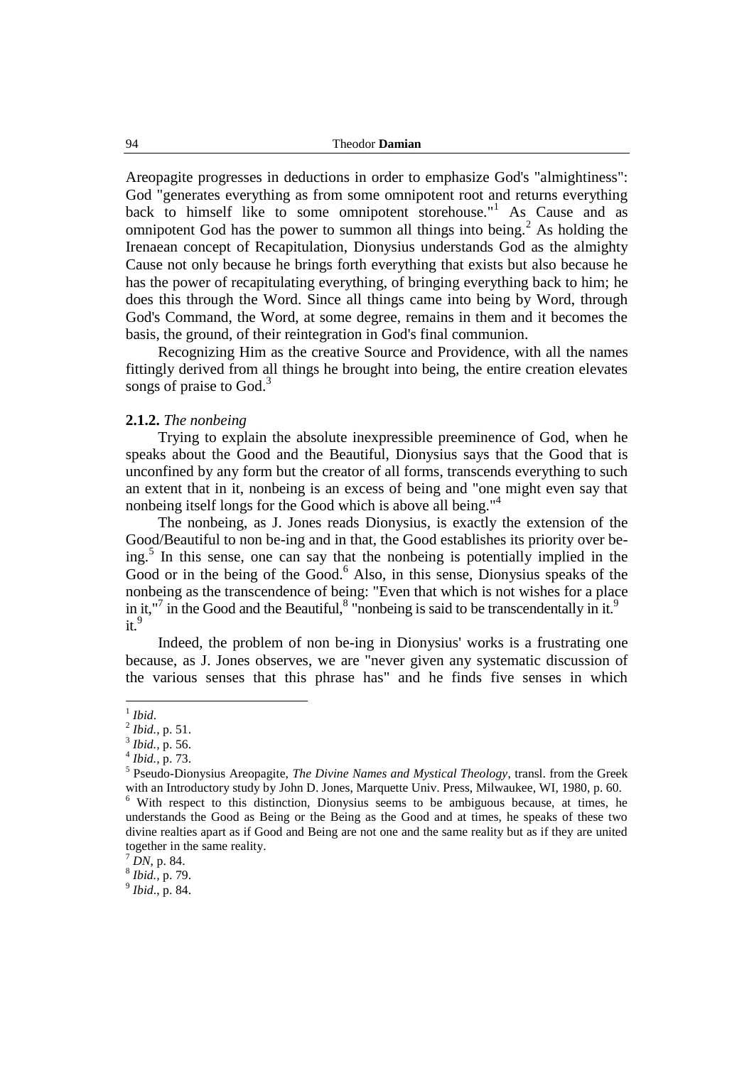Areopagite progresses in deductions in order to emphasize God's "almightiness": God "generates everything as from some omnipotent root and returns everything back to himself like to some omnipotent storehouse."[1] As Cause and as omnipotent God has the power to summon all things into being.[2] As holding the Irenaean concept of Recapitulation, Dionysius understands God as the almighty Cause not only because he brings forth everything that exists but also because he has the power of recapitulating everything, of bringing everything back to him; he does this through the Word. Since all things came into being by Word, through God's Command, the Word, at some degree, remains in them and it becomes the basis, the ground, of their reintegration in God's final communion.

Recognizing Him as the creative Source and Providence, with all the names fittingly derived from all things he brought into being, the entire creation elevates songs of praise to God.[3]

**2.1.2.** *The nonbeing*

Trying to explain the absolute inexpressible preeminence of God, when he speaks about the Good and the Beautiful, Dionysius says that the Good that is unconfined by any form but the creator of all forms, transcends everything to such an extent that in it, nonbeing is an excess of being and "one might even say that nonbeing itself longs for the Good which is above all being."[4]

The nonbeing, as J. Jones reads Dionysius, is exactly the extension of the Good/Beautiful to non be-ing and in that, the Good establishes its priority over being.[5] In this sense, one can say that the nonbeing is potentially implied in the Good or in the being of the Good.[6] Also, in this sense, Dionysius speaks of the nonbeing as the transcendence of being: "Even that which is not wishes for a place in it,"[7] in the Good and the Beautiful,[8] "nonbeing is said to be transcendentally in it.[9] it.[9]

Indeed, the problem of non be-ing in Dionysius' works is a frustrating one because, as J. Jones observes, we are "never given any systematic discussion of the various senses that this phrase has" and he finds five senses in which

---

[1] *Ibid*.

[2] *Ibid.*, p. 51.

[3] *Ibid.*, p. 56.

[4] *Ibid.*, p. 73.

[5] Pseudo-Dionysius Areopagite, *The Divine Names and Mystical Theology*, transl. from the Greek with an Introductory study by John D. Jones, Marquette Univ. Press, Milwaukee, WI, 1980, p. 60.

[6] With respect to this distinction, Dionysius seems to be ambiguous because, at times, he understands the Good as Being or the Being as the Good and at times, he speaks of these two divine realties apart as if Good and Being are not one and the same reality but as if they are united together in the same reality.

[7] *DN*, p. 84.

[8] *Ibid.*, p. 79.

[9] *Ibid*., p. 84.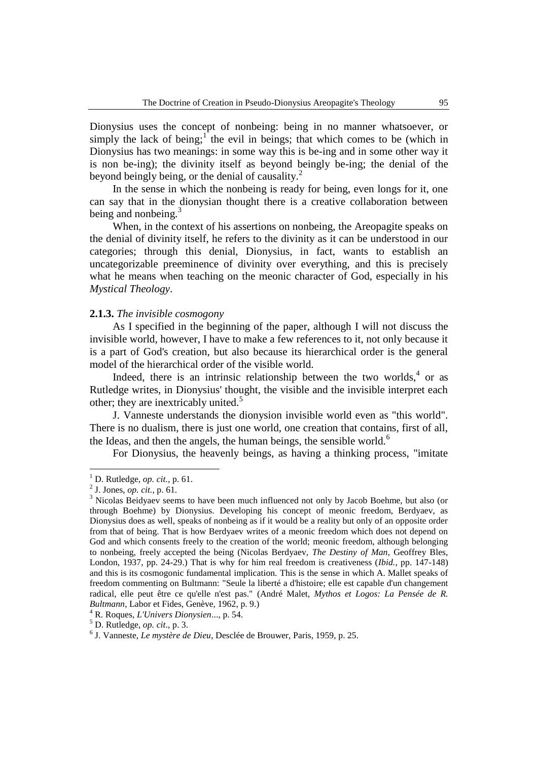Dionysius uses the concept of nonbeing: being in no manner whatsoever, or simply the lack of being;[1] the evil in beings; that which comes to be (which in Dionysius has two meanings: in some way this is be-ing and in some other way it is non be-ing); the divinity itself as beyond beingly be-ing; the denial of the beyond beingly being, or the denial of causality.[2]

In the sense in which the nonbeing is ready for being, even longs for it, one can say that in the dionysian thought there is a creative collaboration between being and nonbeing.[3]

When, in the context of his assertions on nonbeing, the Areopagite speaks on the denial of divinity itself, he refers to the divinity as it can be understood in our categories; through this denial, Dionysius, in fact, wants to establish an uncategorizable preeminence of divinity over everything, and this is precisely what he means when teaching on the meonic character of God, especially in his *Mystical Theology*.

**2.1.3.** *The invisible cosmogony*

As I specified in the beginning of the paper, although I will not discuss the invisible world, however, I have to make a few references to it, not only because it is a part of God's creation, but also because its hierarchical order is the general model of the hierarchical order of the visible world.

Indeed, there is an intrinsic relationship between the two worlds,[4] or as Rutledge writes, in Dionysius' thought, the visible and the invisible interpret each other; they are inextricably united.[5]

J. Vanneste understands the dionysion invisible world even as "this world". There is no dualism, there is just one world, one creation that contains, first of all, the Ideas, and then the angels, the human beings, the sensible world.[6]

For Dionysius, the heavenly beings, as having a thinking process, "imitate

---

[1] D. Rutledge, *op. cit.*, p. 61.

[2] J. Jones, *op. cit.*, p. 61.

[3] Nicolas Beidyaev seems to have been much influenced not only by Jacob Boehme, but also (or through Boehme) by Dionysius. Developing his concept of meonic freedom, Berdyaev, as Dionysius does as well, speaks of nonbeing as if it would be a reality but only of an opposite order from that of being. That is how Berdyaev writes of a meonic freedom which does not depend on God and which consents freely to the creation of the world; meonic freedom, although belonging to nonbeing, freely accepted the being (Nicolas Berdyaev, *The Destiny of Man*, Geoffrey Bles, London, 1937, pp. 24-29.) That is why for him real freedom is creativeness (*Ibid.*, pp. 147-148) and this is its cosmogonic fundamental implication. This is the sense in which A. Mallet speaks of freedom commenting on Bultmann: "Seule la liberté a d'histoire; elle est capable d'un changement radical, elle peut être ce qu'elle n'est pas." (André Malet, *Mythos et Logos: La Pensée de R. Bultmann*, Labor et Fides, Genève, 1962, p. 9.)

[4] R. Roques, *L'Univers Dionysien*..., p. 54.

[5] D. Rutledge, *op. cit*., p. 3.

[6] J. Vanneste, *Le mystère de Dieu*, Desclée de Brouwer, Paris, 1959, p. 25.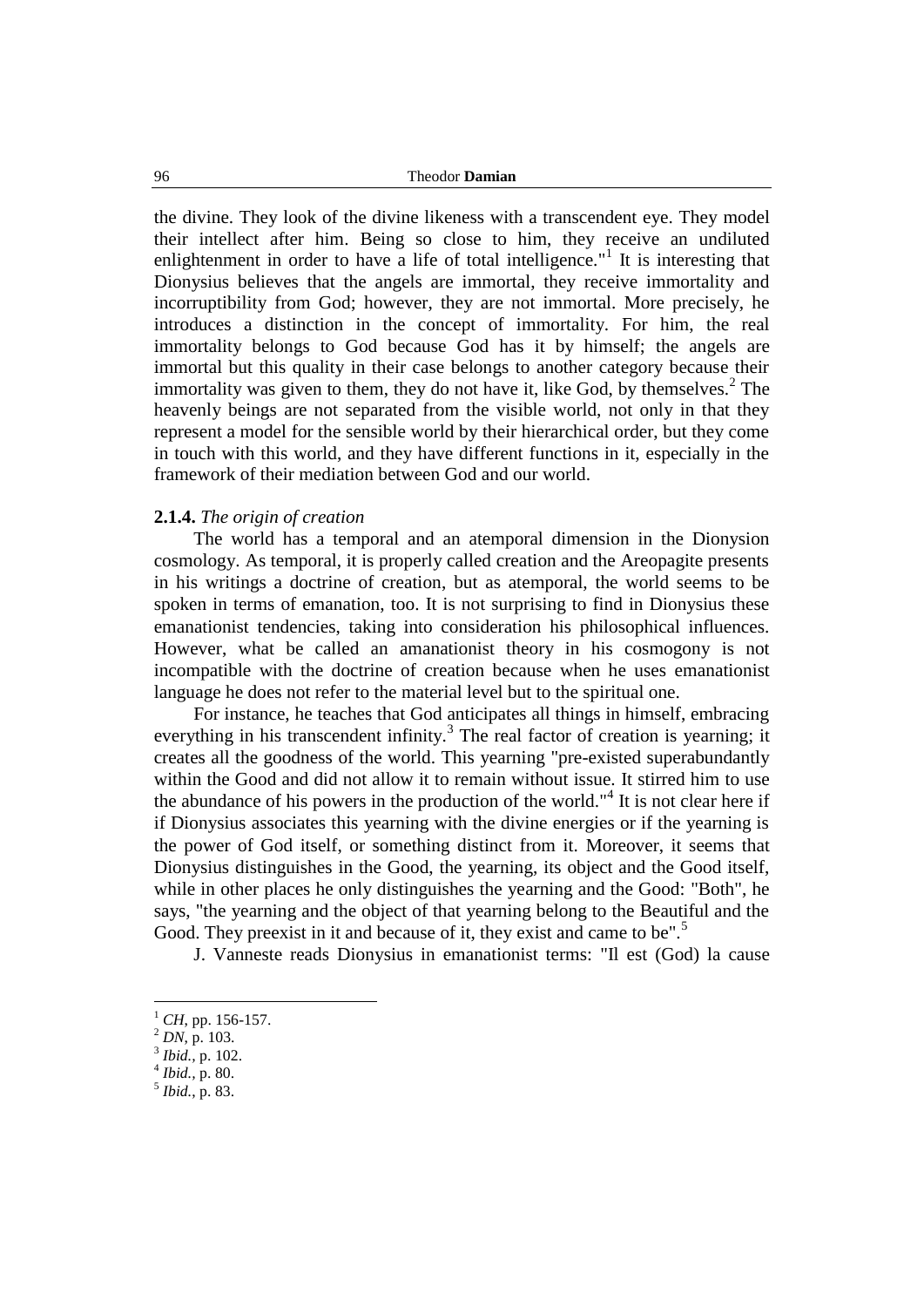the divine. They look of the divine likeness with a transcendent eye. They model their intellect after him. Being so close to him, they receive an undiluted enlightenment in order to have a life of total intelligence."[1] It is interesting that Dionysius believes that the angels are immortal, they receive immortality and incorruptibility from God; however, they are not immortal. More precisely, he introduces a distinction in the concept of immortality. For him, the real immortality belongs to God because God has it by himself; the angels are immortal but this quality in their case belongs to another category because their immortality was given to them, they do not have it, like God, by themselves.[2] The heavenly beings are not separated from the visible world, not only in that they represent a model for the sensible world by their hierarchical order, but they come in touch with this world, and they have different functions in it, especially in the framework of their mediation between God and our world.

#### **2.1.4.** *The origin of creation*

The world has a temporal and an atemporal dimension in the Dionysion cosmology. As temporal, it is properly called creation and the Areopagite presents in his writings a doctrine of creation, but as atemporal, the world seems to be spoken in terms of emanation, too. It is not surprising to find in Dionysius these emanationist tendencies, taking into consideration his philosophical influences. However, what be called an amanationist theory in his cosmogony is not incompatible with the doctrine of creation because when he uses emanationist language he does not refer to the material level but to the spiritual one.

For instance, he teaches that God anticipates all things in himself, embracing everything in his transcendent infinity.[3] The real factor of creation is yearning; it creates all the goodness of the world. This yearning "pre-existed superabundantly within the Good and did not allow it to remain without issue. It stirred him to use the abundance of his powers in the production of the world."[4] It is not clear here if if Dionysius associates this yearning with the divine energies or if the yearning is the power of God itself, or something distinct from it. Moreover, it seems that Dionysius distinguishes in the Good, the yearning, its object and the Good itself, while in other places he only distinguishes the yearning and the Good: "Both", he says, "the yearning and the object of that yearning belong to the Beautiful and the Good. They preexist in it and because of it, they exist and came to be".[5]

J. Vanneste reads Dionysius in emanationist terms: "Il est (God) la cause

---

[1] *CH*, pp. 156-157.

[2] *DN*, p. 103.

[3] *Ibid.*, p. 102.

[4] *Ibid.*, p. 80.

[5] *Ibid.*, p. 83.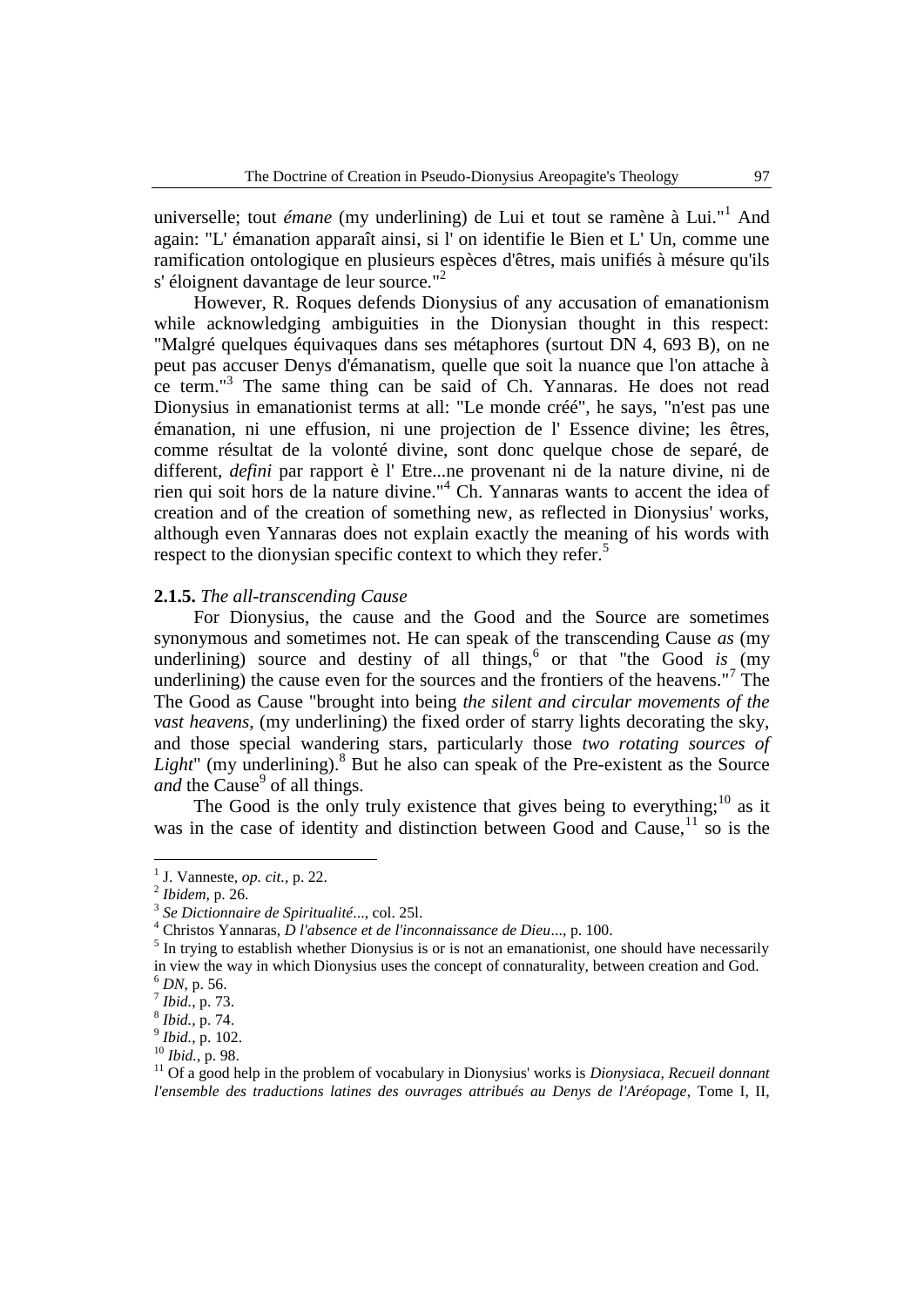universelle; tout *émane* (my underlining) de Lui et tout se ramène à Lui."[1] And again: "L' émanation apparaît ainsi, si l' on identifie le Bien et L' Un, comme une ramification ontologique en plusieurs espèces d'êtres, mais unifiés à mésure qu'ils s' éloignent davantage de leur source."[2]

However, R. Roques defends Dionysius of any accusation of emanationism while acknowledging ambiguities in the Dionysian thought in this respect: "Malgré quelques équivaques dans ses métaphores (surtout DN 4, 693 B), on ne peut pas accuser Denys d'émanatism, quelle que soit la nuance que l'on attache à ce term."[3] The same thing can be said of Ch. Yannaras. He does not read Dionysius in emanationist terms at all: "Le monde créé", he says, "n'est pas une émanation, ni une effusion, ni une projection de l' Essence divine; les êtres, comme résultat de la volonté divine, sont donc quelque chose de separé, de different, *defini* par rapport è l' Etre...ne provenant ni de la nature divine, ni de rien qui soit hors de la nature divine."[4] Ch. Yannaras wants to accent the idea of creation and of the creation of something new, as reflected in Dionysius' works, although even Yannaras does not explain exactly the meaning of his words with respect to the dionysian specific context to which they refer.[5]

**2.1.5.** *The all-transcending Cause*

For Dionysius, the cause and the Good and the Source are sometimes synonymous and sometimes not. He can speak of the transcending Cause *as* (my underlining) source and destiny of all things,[6] or that "the Good *is* (my underlining) the cause even for the sources and the frontiers of the heavens."[7] The The Good as Cause "brought into being *the silent and circular movements of the vast heavens*, (my underlining) the fixed order of starry lights decorating the sky, and those special wandering stars, particularly those *two rotating sources of Light*" (my underlining).[8] But he also can speak of the Pre-existent as the Source *and* the Cause[9] of all things.

The Good is the only truly existence that gives being to everything;[10] as it was in the case of identity and distinction between Good and Cause,[11] so is the

---

[1] J. Vanneste, *op. cit.*, p. 22.

[2] *Ibidem*, p. 26.

[3] *Se Dictionnaire de Spiritualité...*, col. 25l.

[4] Christos Yannaras, *D l'absence et de l'inconnaissance de Dieu...*, p. 100.

[5] In trying to establish whether Dionysius is or is not an emanationist, one should have necessarily in view the way in which Dionysius uses the concept of connaturality, between creation and God.

[6] *DN*, p. 56.

[7] *Ibid.*, p. 73.

[8] *Ibid.*, p. 74.

[9] *Ibid.*, p. 102.

[10] *Ibid.*, p. 98.

[11] Of a good help in the problem of vocabulary in Dionysius' works is *Dionysiaca, Recueil donnant l'ensemble des traductions latines des ouvrages attribués au Denys de l'Aréopage*, Tome I, II,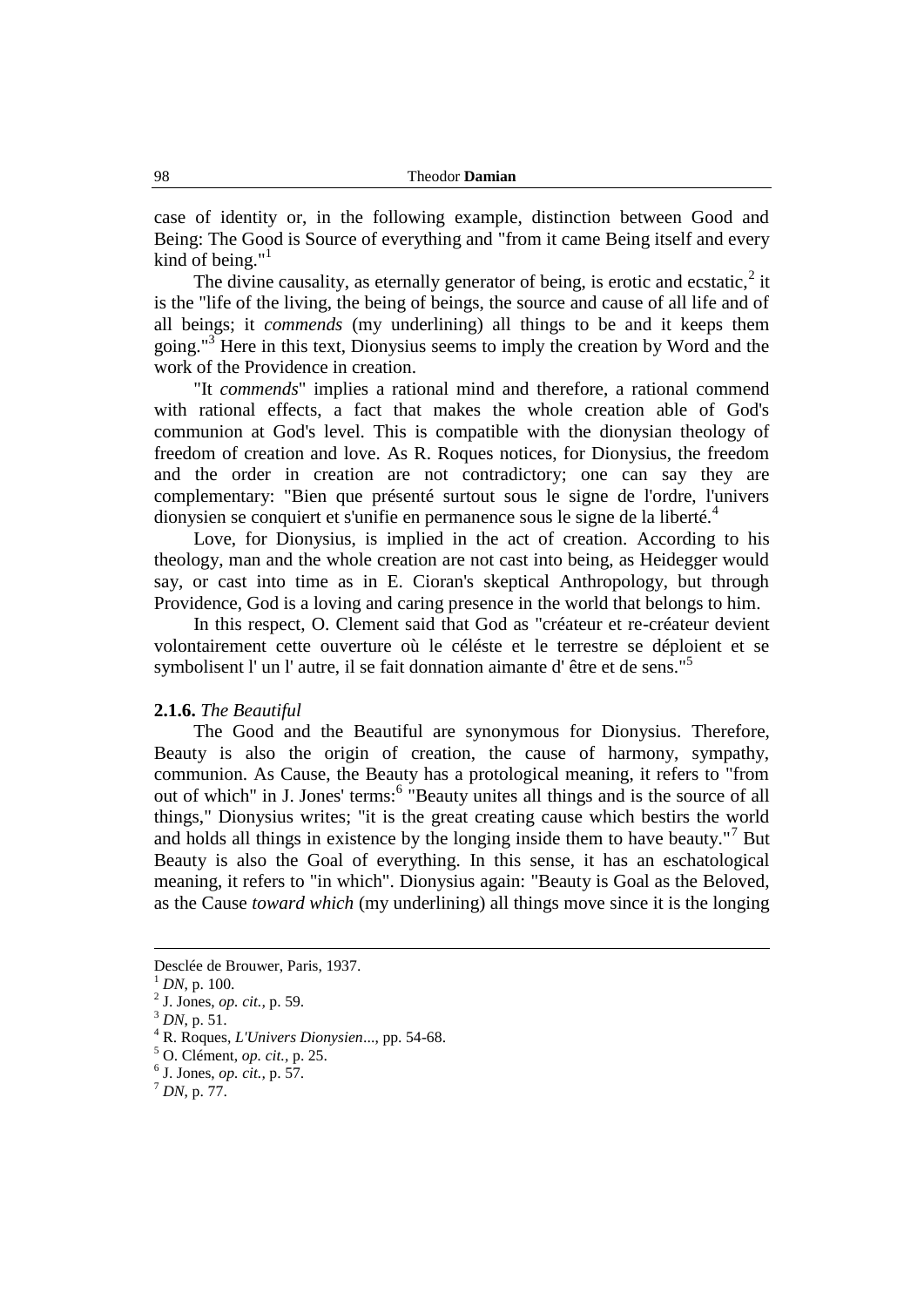case of identity or, in the following example, distinction between Good and Being: The Good is Source of everything and "from it came Being itself and every kind of being."[1]

The divine causality, as eternally generator of being, is erotic and ecstatic,[2] it is the "life of the living, the being of beings, the source and cause of all life and of all beings; it *commends* (my underlining) all things to be and it keeps them going."[3] Here in this text, Dionysius seems to imply the creation by Word and the work of the Providence in creation.

"It *commends*" implies a rational mind and therefore, a rational commend with rational effects, a fact that makes the whole creation able of God's communion at God's level. This is compatible with the dionysian theology of freedom of creation and love. As R. Roques notices, for Dionysius, the freedom and the order in creation are not contradictory; one can say they are complementary: "Bien que présenté surtout sous le signe de l'ordre, l'univers dionysien se conquiert et s'unifie en permanence sous le signe de la liberté.[4]

Love, for Dionysius, is implied in the act of creation. According to his theology, man and the whole creation are not cast into being, as Heidegger would say, or cast into time as in E. Cioran's skeptical Anthropology, but through Providence, God is a loving and caring presence in the world that belongs to him.

In this respect, O. Clement said that God as "créateur et re-créateur devient volontairement cette ouverture où le céléste et le terrestre se déploient et se symbolisent l' un l' autre, il se fait donnation aimante d' être et de sens."[5]

**2.1.6.** *The Beautiful*

The Good and the Beautiful are synonymous for Dionysius. Therefore, Beauty is also the origin of creation, the cause of harmony, sympathy, communion. As Cause, the Beauty has a protological meaning, it refers to "from out of which" in J. Jones' terms:[6] "Beauty unites all things and is the source of all things," Dionysius writes; "it is the great creating cause which bestirs the world and holds all things in existence by the longing inside them to have beauty."[7] But Beauty is also the Goal of everything. In this sense, it has an eschatological meaning, it refers to "in which". Dionysius again: "Beauty is Goal as the Beloved, as the Cause *toward which* (my underlining) all things move since it is the longing

---

Desclée de Brouwer, Paris, 1937.

[1] *DN*, p. 100.

[2] J. Jones, *op. cit.*, p. 59.

[3] *DN*, p. 51.

[4] R. Roques, *L'Univers Dionysien*..., pp. 54-68.

[5] O. Clément, *op. cit.*, p. 25.

[6] J. Jones, *op. cit.*, p. 57.

[7] *DN*, p. 77.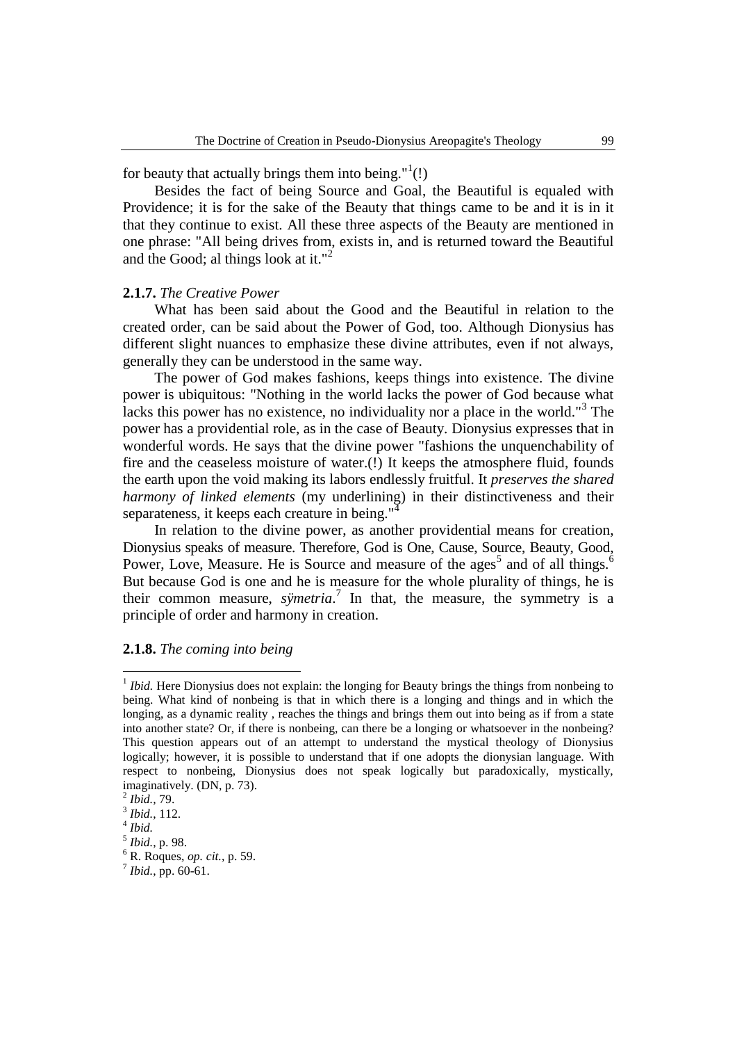for beauty that actually brings them into being."[1](!)

Besides the fact of being Source and Goal, the Beautiful is equaled with Providence; it is for the sake of the Beauty that things came to be and it is in it that they continue to exist. All these three aspects of the Beauty are mentioned in one phrase: "All being drives from, exists in, and is returned toward the Beautiful and the Good; al things look at it."[2]

**2.1.7.** *The Creative Power*

What has been said about the Good and the Beautiful in relation to the created order, can be said about the Power of God, too. Although Dionysius has different slight nuances to emphasize these divine attributes, even if not always, generally they can be understood in the same way.

The power of God makes fashions, keeps things into existence. The divine power is ubiquitous: "Nothing in the world lacks the power of God because what lacks this power has no existence, no individuality nor a place in the world."[3] The power has a providential role, as in the case of Beauty. Dionysius expresses that in wonderful words. He says that the divine power "fashions the unquenchability of fire and the ceaseless moisture of water.(!) It keeps the atmosphere fluid, founds the earth upon the void making its labors endlessly fruitful. It *preserves the shared harmony of linked elements* (my underlining) in their distinctiveness and their separateness, it keeps each creature in being."[4]

In relation to the divine power, as another providential means for creation, Dionysius speaks of measure. Therefore, God is One, Cause, Source, Beauty, Good, Power, Love, Measure. He is Source and measure of the ages[5] and of all things.[6] But because God is one and he is measure for the whole plurality of things, he is their common measure, *sÿmetria*.[7] In that, the measure, the symmetry is a principle of order and harmony in creation.

**2.1.8.** *The coming into being*

---

[1] *Ibid.* Here Dionysius does not explain: the longing for Beauty brings the things from nonbeing to being. What kind of nonbeing is that in which there is a longing and things and in which the longing, as a dynamic reality , reaches the things and brings them out into being as if from a state into another state? Or, if there is nonbeing, can there be a longing or whatsoever in the nonbeing? This question appears out of an attempt to understand the mystical theology of Dionysius logically; however, it is possible to understand that if one adopts the dionysian language. With respect to nonbeing, Dionysius does not speak logically but paradoxically, mystically, imaginatively. (DN, p. 73).

[2] *Ibid.*, 79.

[3] *Ibid.*, 112.

[4] *Ibid.*

[5] *Ibid.*, p. 98.

[6] R. Roques, *op. cit.*, p. 59.

[7] *Ibid.*, pp. 60-61.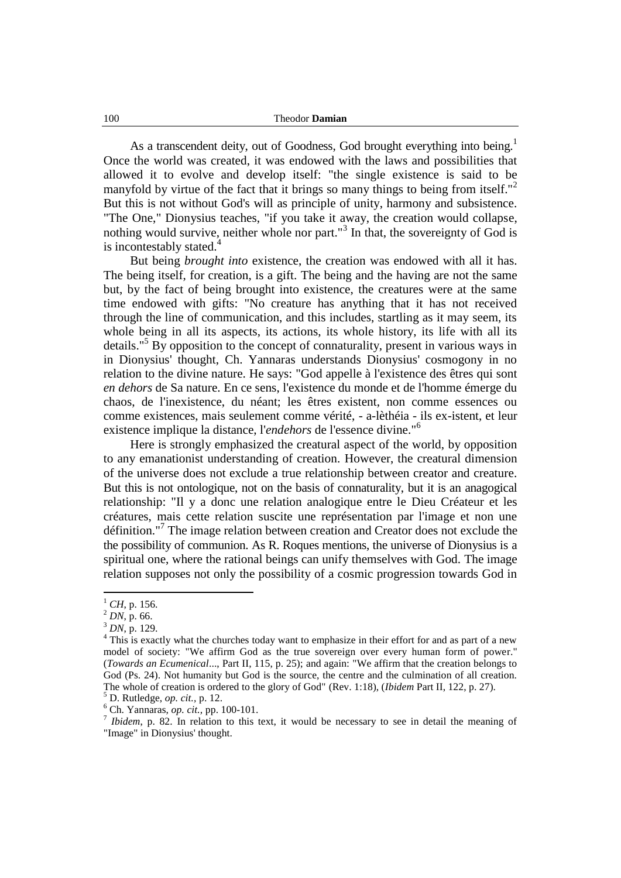As a transcendent deity, out of Goodness, God brought everything into being.[1] Once the world was created, it was endowed with the laws and possibilities that allowed it to evolve and develop itself: "the single existence is said to be manyfold by virtue of the fact that it brings so many things to being from itself."[2] But this is not without God's will as principle of unity, harmony and subsistence. "The One," Dionysius teaches, "if you take it away, the creation would collapse, nothing would survive, neither whole nor part."[3] In that, the sovereignty of God is is incontestably stated.[4]

But being *brought into* existence, the creation was endowed with all it has. The being itself, for creation, is a gift. The being and the having are not the same but, by the fact of being brought into existence, the creatures were at the same time endowed with gifts: "No creature has anything that it has not received through the line of communication, and this includes, startling as it may seem, its whole being in all its aspects, its actions, its whole history, its life with all its details."[5] By opposition to the concept of connaturality, present in various ways in in Dionysius' thought, Ch. Yannaras understands Dionysius' cosmogony in no relation to the divine nature. He says: "God appelle à l'existence des êtres qui sont *en dehors* de Sa nature. En ce sens, l'existence du monde et de l'homme émerge du chaos, de l'inexistence, du néant; les êtres existent, non comme essences ou comme existences, mais seulement comme vérité, - a-lèthéia - ils ex-istent, et leur existence implique la distance, l'*endehors* de l'essence divine."[6]

Here is strongly emphasized the creatural aspect of the world, by opposition to any emanationist understanding of creation. However, the creatural dimension of the universe does not exclude a true relationship between creator and creature. But this is not ontologique, not on the basis of connaturality, but it is an anagogical relationship: "Il y a donc une relation analogique entre le Dieu Créateur et les créatures, mais cette relation suscite une représentation par l'image et non une définition."[7] The image relation between creation and Creator does not exclude the the possibility of communion. As R. Roques mentions, the universe of Dionysius is a spiritual one, where the rational beings can unify themselves with God. The image relation supposes not only the possibility of a cosmic progression towards God in

---

[1] *CH*, p. 156.

[2] *DN*, p. 66.

[3] *DN*, p. 129.

[4] This is exactly what the churches today want to emphasize in their effort for and as part of a new model of society: "We affirm God as the true sovereign over every human form of power." (*Towards an Ecumenical*..., Part II, 115, p. 25); and again: "We affirm that the creation belongs to God (Ps. 24). Not humanity but God is the source, the centre and the culmination of all creation. The whole of creation is ordered to the glory of God" (Rev. 1:18), (*Ibidem* Part II, 122, p. 27).

[5] D. Rutledge, *op. cit.*, p. 12.

[6] Ch. Yannaras, *op. cit.*, pp. 100-101.

[7] *Ibidem*, p. 82. In relation to this text, it would be necessary to see in detail the meaning of "Image" in Dionysius' thought.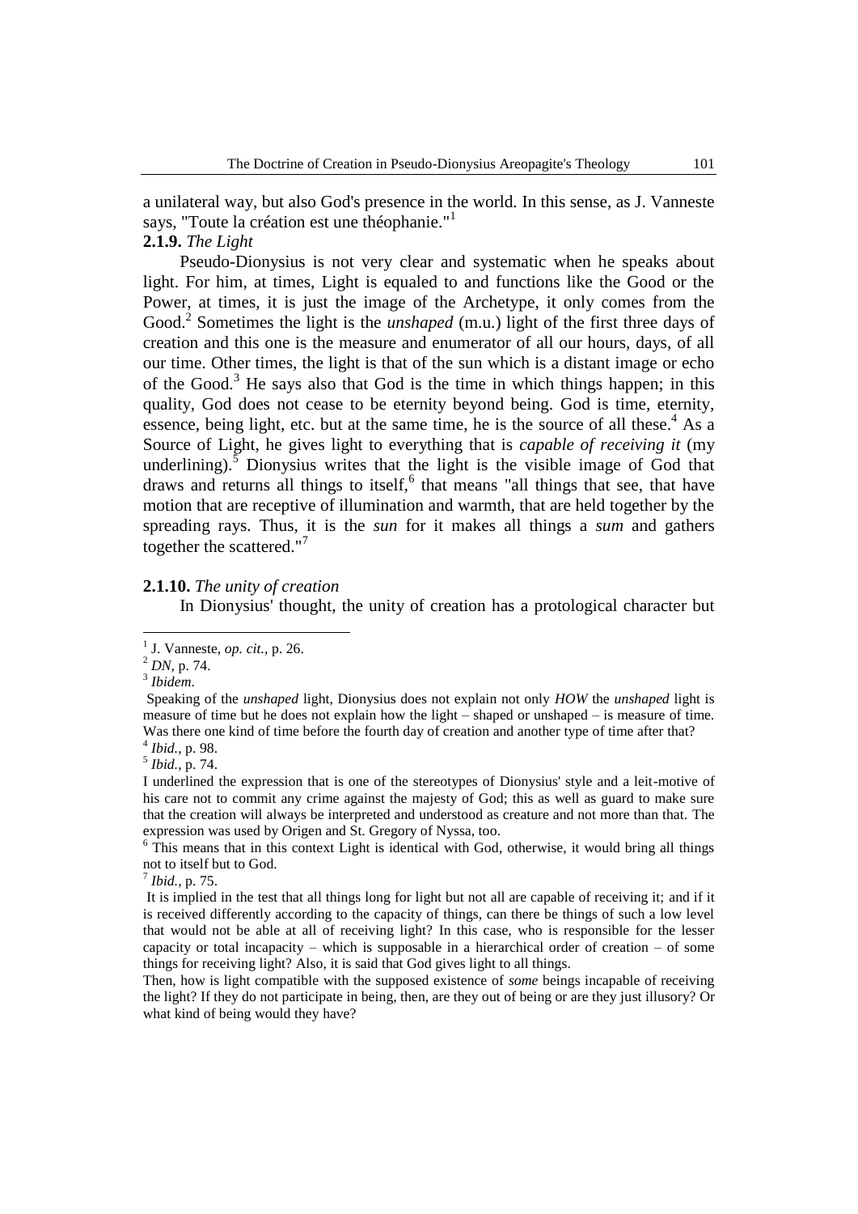a unilateral way, but also God's presence in the world. In this sense, as J. Vanneste says, "Toute la création est une théophanie."[1]

**2.1.9.** *The Light*

Pseudo-Dionysius is not very clear and systematic when he speaks about light. For him, at times, Light is equaled to and functions like the Good or the Power, at times, it is just the image of the Archetype, it only comes from the Good.[2] Sometimes the light is the *unshaped* (m.u.) light of the first three days of creation and this one is the measure and enumerator of all our hours, days, of all our time. Other times, the light is that of the sun which is a distant image or echo of the Good.[3] He says also that God is the time in which things happen; in this quality, God does not cease to be eternity beyond being. God is time, eternity, essence, being light, etc. but at the same time, he is the source of all these.[4] As a Source of Light, he gives light to everything that is *capable of receiving it* (my underlining).[5] Dionysius writes that the light is the visible image of God that draws and returns all things to itself,[6] that means "all things that see, that have motion that are receptive of illumination and warmth, that are held together by the spreading rays. Thus, it is the *sun* for it makes all things a *sum* and gathers together the scattered."[7]

**2.1.10.** *The unity of creation*

In Dionysius' thought, the unity of creation has a protological character but

---

[1] J. Vanneste, *op. cit.*, p. 26.

[2] *DN*, p. 74.

[3] *Ibidem*.

Speaking of the *unshaped* light, Dionysius does not explain not only *HOW* the *unshaped* light is measure of time but he does not explain how the light – shaped or unshaped – is measure of time. Was there one kind of time before the fourth day of creation and another type of time after that?

[4] *Ibid.*, p. 98.

[5] *Ibid.*, p. 74.

I underlined the expression that is one of the stereotypes of Dionysius' style and a leit-motive of his care not to commit any crime against the majesty of God; this as well as guard to make sure that the creation will always be interpreted and understood as creature and not more than that. The expression was used by Origen and St. Gregory of Nyssa, too.

[6] This means that in this context Light is identical with God, otherwise, it would bring all things not to itself but to God.

[7] *Ibid.*, p. 75.

It is implied in the test that all things long for light but not all are capable of receiving it; and if it is received differently according to the capacity of things, can there be things of such a low level that would not be able at all of receiving light? In this case, who is responsible for the lesser capacity or total incapacity – which is supposable in a hierarchical order of creation – of some things for receiving light? Also, it is said that God gives light to all things.

Then, how is light compatible with the supposed existence of *some* beings incapable of receiving the light? If they do not participate in being, then, are they out of being or are they just illusory? Or what kind of being would they have?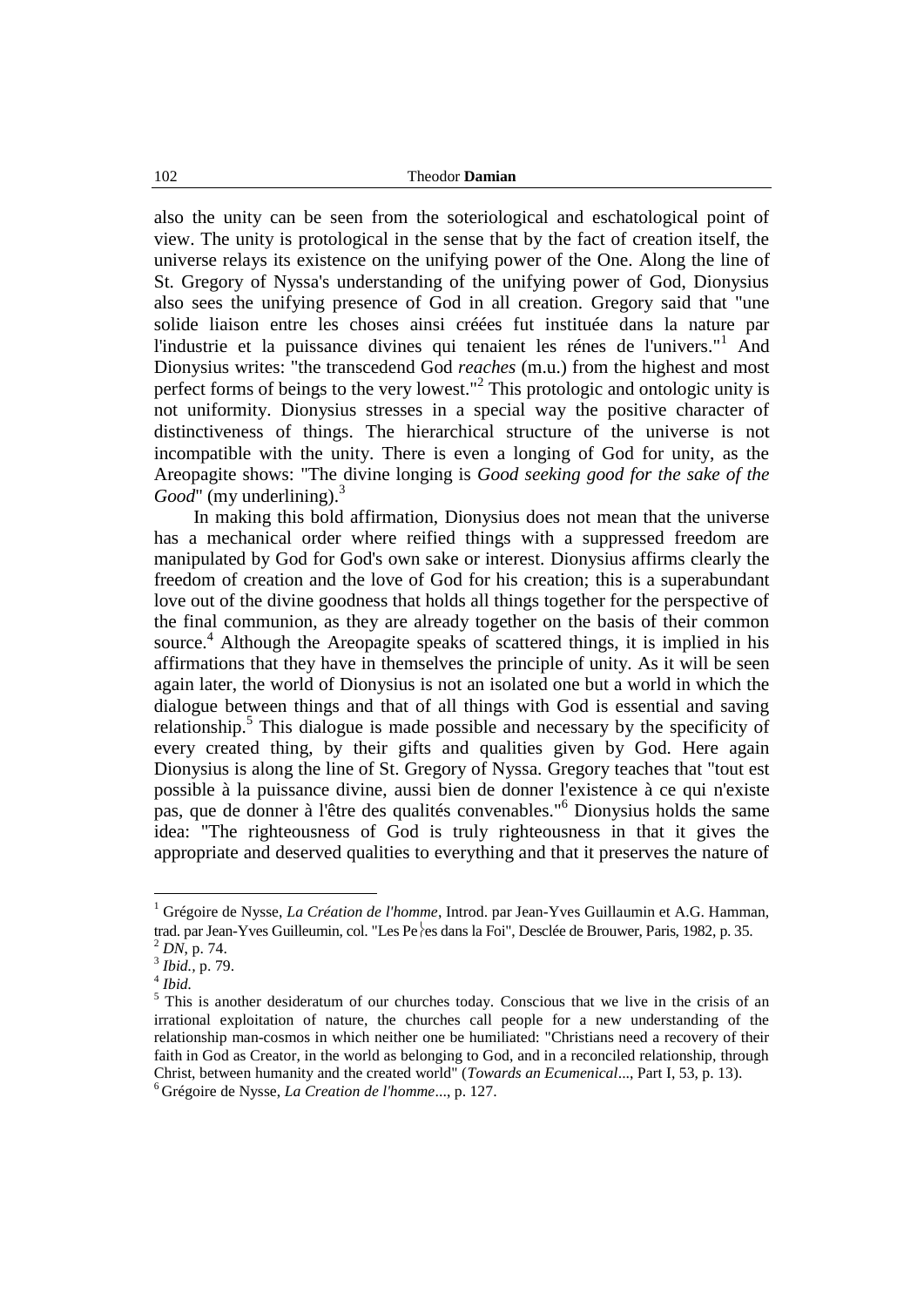also the unity can be seen from the soteriological and eschatological point of view. The unity is protological in the sense that by the fact of creation itself, the universe relays its existence on the unifying power of the One. Along the line of St. Gregory of Nyssa's understanding of the unifying power of God, Dionysius also sees the unifying presence of God in all creation. Gregory said that "une solide liaison entre les choses ainsi créées fut instituée dans la nature par l'industrie et la puissance divines qui tenaient les rénes de l'univers."[1] And Dionysius writes: "the transcedend God *reaches* (m.u.) from the highest and most perfect forms of beings to the very lowest."[2] This protologic and ontologic unity is not uniformity. Dionysius stresses in a special way the positive character of distinctiveness of things. The hierarchical structure of the universe is not incompatible with the unity. There is even a longing of God for unity, as the Areopagite shows: "The divine longing is *Good seeking good for the sake of the Good*" (my underlining).[3]

In making this bold affirmation, Dionysius does not mean that the universe has a mechanical order where reified things with a suppressed freedom are manipulated by God for God's own sake or interest. Dionysius affirms clearly the freedom of creation and the love of God for his creation; this is a superabundant love out of the divine goodness that holds all things together for the perspective of the final communion, as they are already together on the basis of their common source.[4] Although the Areopagite speaks of scattered things, it is implied in his affirmations that they have in themselves the principle of unity. As it will be seen again later, the world of Dionysius is not an isolated one but a world in which the dialogue between things and that of all things with God is essential and saving relationship.[5] This dialogue is made possible and necessary by the specificity of every created thing, by their gifts and qualities given by God. Here again Dionysius is along the line of St. Gregory of Nyssa. Gregory teaches that "tout est possible à la puissance divine, aussi bien de donner l'existence à ce qui n'existe pas, que de donner à l'être des qualités convenables."[6] Dionysius holds the same idea: "The righteousness of God is truly righteousness in that it gives the appropriate and deserved qualities to everything and that it preserves the nature of

---

[1] Grégoire de Nysse, *La Création de l'homme*, Introd. par Jean-Yves Guillaumin et A.G. Hamman, trad. par Jean-Yves Guilleumin, col. "Les Pe͐es dans la Foi", Desclée de Brouwer, Paris, 1982, p. 35.

[2] *DN*, p. 74.

[3] *Ibid.*, p. 79.

[4] *Ibid.*

[5] This is another desideratum of our churches today. Conscious that we live in the crisis of an irrational exploitation of nature, the churches call people for a new understanding of the relationship man-cosmos in which neither one be humiliated: "Christians need a recovery of their faith in God as Creator, in the world as belonging to God, and in a reconciled relationship, through Christ, between humanity and the created world" (*Towards an Ecumenical*..., Part I, 53, p. 13).

[6] Grégoire de Nysse, *La Creation de l'homme*..., p. 127.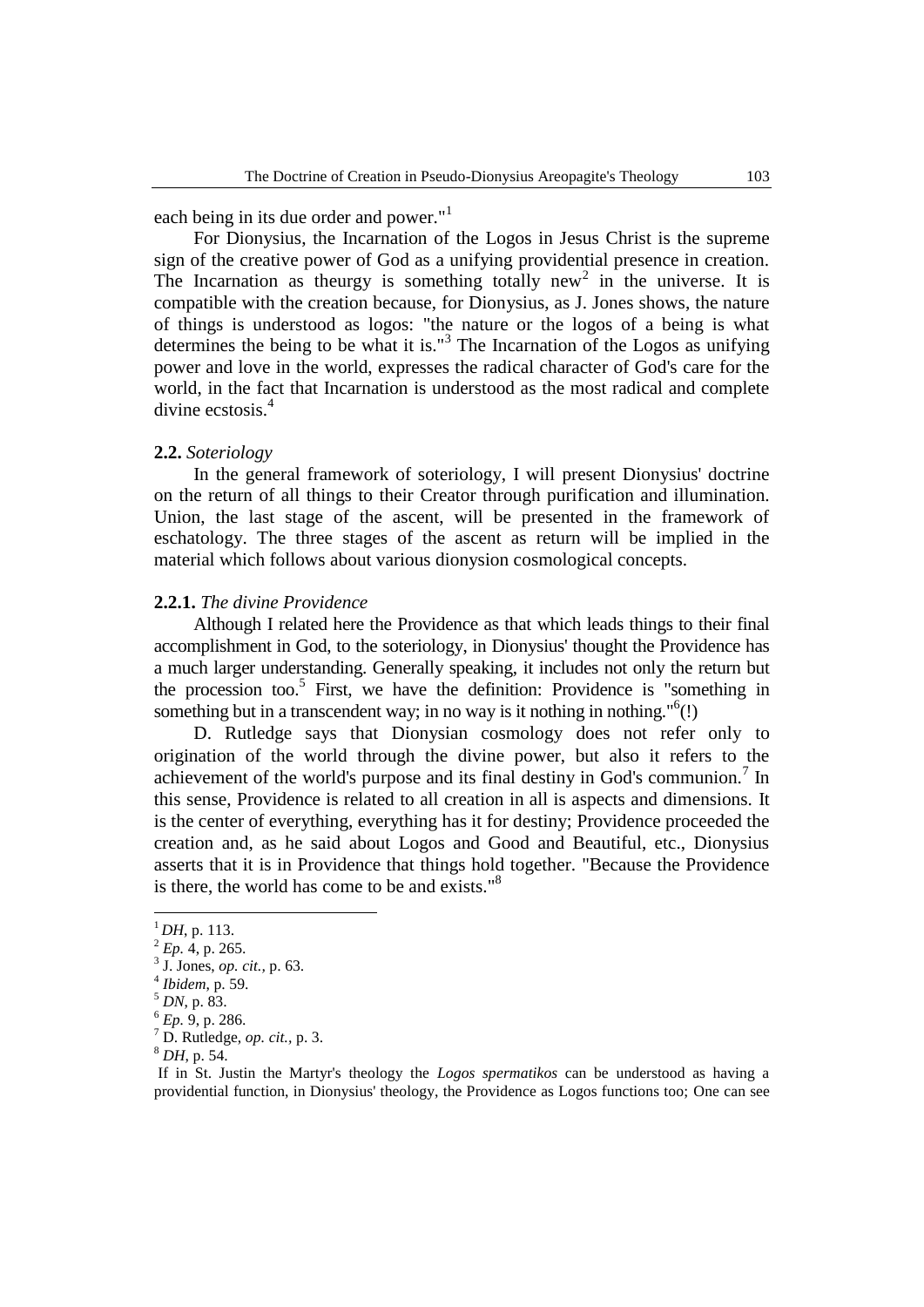each being in its due order and power."[1]

For Dionysius, the Incarnation of the Logos in Jesus Christ is the supreme sign of the creative power of God as a unifying providential presence in creation. The Incarnation as theurgy is something totally new[2] in the universe. It is compatible with the creation because, for Dionysius, as J. Jones shows, the nature of things is understood as logos: "the nature or the logos of a being is what determines the being to be what it is."[3] The Incarnation of the Logos as unifying power and love in the world, expresses the radical character of God's care for the world, in the fact that Incarnation is understood as the most radical and complete divine ecstosis.[4]

**2.2.** *Soteriology*

In the general framework of soteriology, I will present Dionysius' doctrine on the return of all things to their Creator through purification and illumination. Union, the last stage of the ascent, will be presented in the framework of eschatology. The three stages of the ascent as return will be implied in the material which follows about various dionysion cosmological concepts.

**2.2.1.** *The divine Providence*

Although I related here the Providence as that which leads things to their final accomplishment in God, to the soteriology, in Dionysius' thought the Providence has a much larger understanding. Generally speaking, it includes not only the return but the procession too.[5] First, we have the definition: Providence is "something in something but in a transcendent way; in no way is it nothing in nothing."[6](!)

D. Rutledge says that Dionysian cosmology does not refer only to origination of the world through the divine power, but also it refers to the achievement of the world's purpose and its final destiny in God's communion.[7] In this sense, Providence is related to all creation in all is aspects and dimensions. It is the center of everything, everything has it for destiny; Providence proceeded the creation and, as he said about Logos and Good and Beautiful, etc., Dionysius asserts that it is in Providence that things hold together. "Because the Providence is there, the world has come to be and exists."[8]

---

[1] *DH*, p. 113.
[2] *Ep.* 4, p. 265.
[3] J. Jones, *op. cit.*, p. 63.
[4] *Ibidem*, p. 59.
[5] *DN*, p. 83.
[6] *Ep.* 9, p. 286.
[7] D. Rutledge, *op. cit.*, p. 3.
[8] *DH*, p. 54.

If in St. Justin the Martyr's theology the *Logos spermatikos* can be understood as having a providential function, in Dionysius' theology, the Providence as Logos functions too; One can see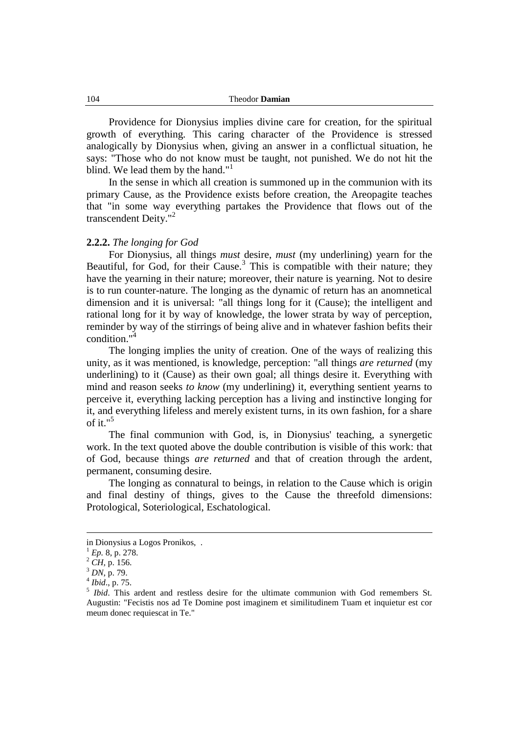Providence for Dionysius implies divine care for creation, for the spiritual growth of everything. This caring character of the Providence is stressed analogically by Dionysius when, giving an answer in a conflictual situation, he says: "Those who do not know must be taught, not punished. We do not hit the blind. We lead them by the hand."[1]

In the sense in which all creation is summoned up in the communion with its primary Cause, as the Providence exists before creation, the Areopagite teaches that "in some way everything partakes the Providence that flows out of the transcendent Deity."[2]

**2.2.2.** *The longing for God*

For Dionysius, all things *must* desire, *must* (my underlining) yearn for the Beautiful, for God, for their Cause.[3] This is compatible with their nature; they have the yearning in their nature; moreover, their nature is yearning. Not to desire is to run counter-nature. The longing as the dynamic of return has an anomnetical dimension and it is universal: "all things long for it (Cause); the intelligent and rational long for it by way of knowledge, the lower strata by way of perception, reminder by way of the stirrings of being alive and in whatever fashion befits their condition."[4]

The longing implies the unity of creation. One of the ways of realizing this unity, as it was mentioned, is knowledge, perception: "all things *are returned* (my underlining) to it (Cause) as their own goal; all things desire it. Everything with mind and reason seeks *to know* (my underlining) it, everything sentient yearns to perceive it, everything lacking perception has a living and instinctive longing for it, and everything lifeless and merely existent turns, in its own fashion, for a share of it."[5]

The final communion with God, is, in Dionysius' teaching, a synergetic work. In the text quoted above the double contribution is visible of this work: that of God, because things *are returned* and that of creation through the ardent, permanent, consuming desire.

The longing as connatural to beings, in relation to the Cause which is origin and final destiny of things, gives to the Cause the threefold dimensions: Protological, Soteriological, Eschatological.

---

in Dionysius a Logos Pronikos, .

[1] *Ep.* 8, p. 278.

[2] *CH*, p. 156.

[3] *DN*, p. 79.

[4] *Ibid*., p. 75.

[5] *Ibid*. This ardent and restless desire for the ultimate communion with God remembers St. Augustin: "Fecistis nos ad Te Domine post imaginem et similitudinem Tuam et inquietur est cor meum donec requiescat in Te."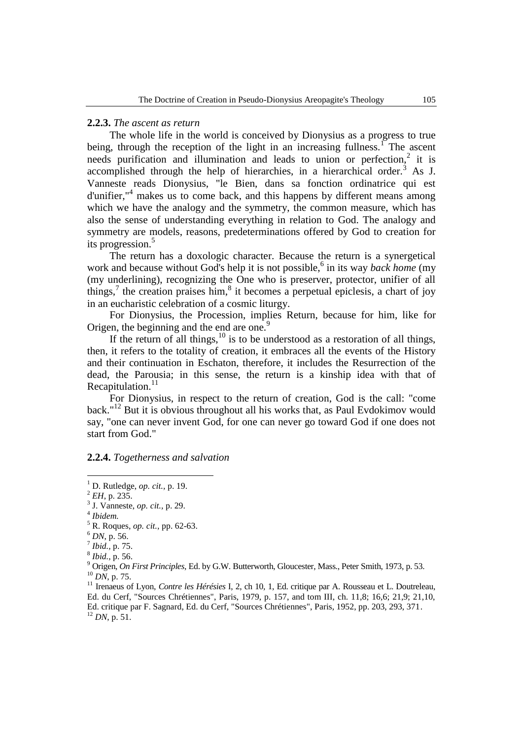**2.2.3.** *The ascent as return*

The whole life in the world is conceived by Dionysius as a progress to true being, through the reception of the light in an increasing fullness.[1] The ascent needs purification and illumination and leads to union or perfection,[2] it is accomplished through the help of hierarchies, in a hierarchical order.[3] As J. Vanneste reads Dionysius, "le Bien, dans sa fonction ordinatrice qui est d'unifier,"[4] makes us to come back, and this happens by different means among which we have the analogy and the symmetry, the common measure, which has also the sense of understanding everything in relation to God. The analogy and symmetry are models, reasons, predeterminations offered by God to creation for its progression.[5]

The return has a doxologic character. Because the return is a synergetical work and because without God's help it is not possible,[6] in its way *back home* (my (my underlining), recognizing the One who is preserver, protector, unifier of all things,[7] the creation praises him,[8] it becomes a perpetual epiclesis, a chart of joy in an eucharistic celebration of a cosmic liturgy.

For Dionysius, the Procession, implies Return, because for him, like for Origen, the beginning and the end are one.[9]

If the return of all things,[10] is to be understood as a restoration of all things, then, it refers to the totality of creation, it embraces all the events of the History and their continuation in Eschaton, therefore, it includes the Resurrection of the dead, the Parousia; in this sense, the return is a kinship idea with that of Recapitulation.[11]

For Dionysius, in respect to the return of creation, God is the call: "come back."[12] But it is obvious throughout all his works that, as Paul Evdokimov would say, "one can never invent God, for one can never go toward God if one does not start from God."

**2.2.4.** *Togetherness and salvation*

---

[1] D. Rutledge, *op. cit.*, p. 19.
[2] *EH*, p. 235.
[3] J. Vanneste, *op. cit.*, p. 29.
[4] *Ibidem.*
[5] R. Roques, *op. cit.*, pp. 62-63.
[6] *DN*, p. 56.
[7] *Ibid.*, p. 75.
[8] *Ibid.*, p. 56.
[9] Origen, *On First Principles*, Ed. by G.W. Butterworth, Gloucester, Mass., Peter Smith, 1973, p. 53.
[10] *DN*, p. 75.
[11] Irenaeus of Lyon, *Contre les Hérésies* I, 2, ch 10, 1, Ed. critique par A. Rousseau et L. Doutreleau, Ed. du Cerf, "Sources Chrétiennes", Paris, 1979, p. 157, and tom III, ch. 11,8; 16,6; 21,9; 21,10, Ed. critique par F. Sagnard, Ed. du Cerf, "Sources Chrétiennes", Paris, 1952, pp. 203, 293, 371.
[12] *DN*, p. 51.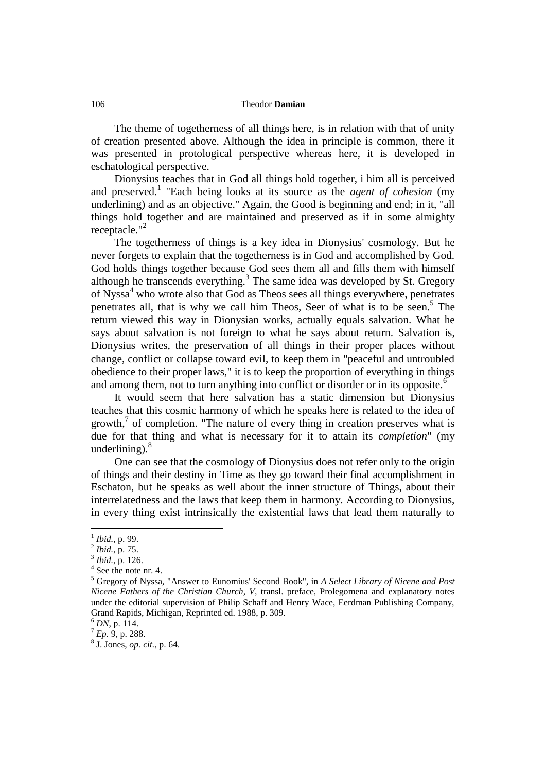The theme of togetherness of all things here, is in relation with that of unity of creation presented above. Although the idea in principle is common, there it was presented in protological perspective whereas here, it is developed in eschatological perspective.

Dionysius teaches that in God all things hold together, i him all is perceived and preserved.[1] "Each being looks at its source as the *agent of cohesion* (my underlining) and as an objective." Again, the Good is beginning and end; in it, "all things hold together and are maintained and preserved as if in some almighty receptacle."[2]

The togetherness of things is a key idea in Dionysius' cosmology. But he never forgets to explain that the togetherness is in God and accomplished by God. God holds things together because God sees them all and fills them with himself although he transcends everything.[3] The same idea was developed by St. Gregory of Nyssa[4] who wrote also that God as Theos sees all things everywhere, penetrates penetrates all, that is why we call him Theos, Seer of what is to be seen.[5] The return viewed this way in Dionysian works, actually equals salvation. What he says about salvation is not foreign to what he says about return. Salvation is, Dionysius writes, the preservation of all things in their proper places without change, conflict or collapse toward evil, to keep them in "peaceful and untroubled obedience to their proper laws," it is to keep the proportion of everything in things and among them, not to turn anything into conflict or disorder or in its opposite.[6]

It would seem that here salvation has a static dimension but Dionysius teaches that this cosmic harmony of which he speaks here is related to the idea of growth,[7] of completion. "The nature of every thing in creation preserves what is due for that thing and what is necessary for it to attain its *completion*" (my underlining).[8]

One can see that the cosmology of Dionysius does not refer only to the origin of things and their destiny in Time as they go toward their final accomplishment in Eschaton, but he speaks as well about the inner structure of Things, about their interrelatedness and the laws that keep them in harmony. According to Dionysius, in every thing exist intrinsically the existential laws that lead them naturally to

---

[1] *Ibid.*, p. 99.

[2] *Ibid.*, p. 75.

[3] *Ibid.*, p. 126.

[4] See the note nr. 4.

[5] Gregory of Nyssa, "Answer to Eunomius' Second Book", in *A Select Library of Nicene and Post Nicene Fathers of the Christian Church, V,* transl. preface, Prolegomena and explanatory notes under the editorial supervision of Philip Schaff and Henry Wace, Eerdman Publishing Company, Grand Rapids, Michigan, Reprinted ed. 1988, p. 309.

[6] *DN*, p. 114.

[7] *Ep.* 9, p. 288.

[8] J. Jones, *op. cit.*, p. 64.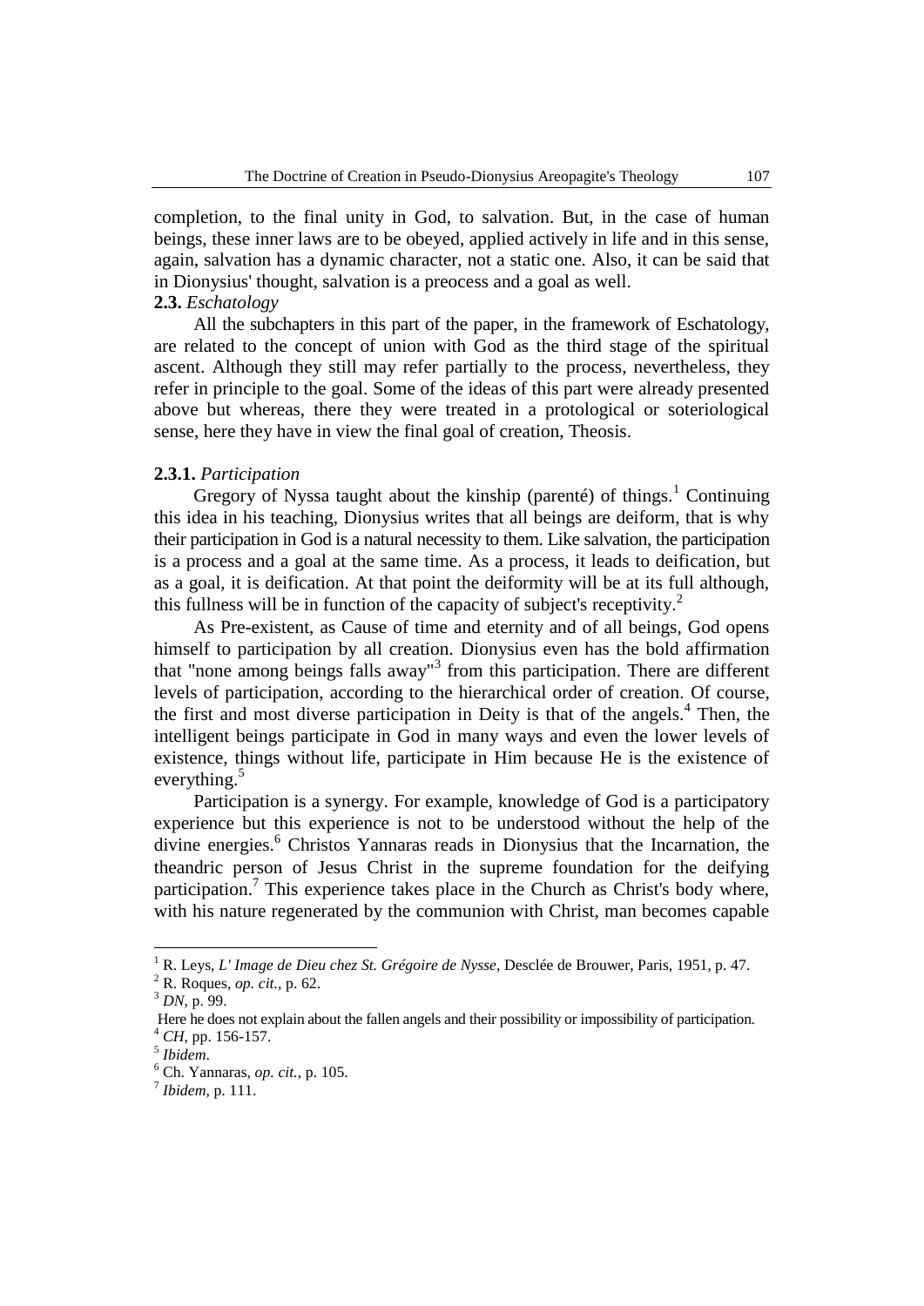completion, to the final unity in God, to salvation. But, in the case of human beings, these inner laws are to be obeyed, applied actively in life and in this sense, again, salvation has a dynamic character, not a static one. Also, it can be said that in Dionysius' thought, salvation is a preocess and a goal as well.

### **2.3.** *Eschatology*

All the subchapters in this part of the paper, in the framework of Eschatology, are related to the concept of union with God as the third stage of the spiritual ascent. Although they still may refer partially to the process, nevertheless, they refer in principle to the goal. Some of the ideas of this part were already presented above but whereas, there they were treated in a protological or soteriological sense, here they have in view the final goal of creation, Theosis.

#### **2.3.1.** *Participation*

Gregory of Nyssa taught about the kinship (parenté) of things.[1] Continuing this idea in his teaching, Dionysius writes that all beings are deiform, that is why their participation in God is a natural necessity to them. Like salvation, the participation is a process and a goal at the same time. As a process, it leads to deification, but as a goal, it is deification. At that point the deiformity will be at its full although, this fullness will be in function of the capacity of subject's receptivity.[2]

As Pre-existent, as Cause of time and eternity and of all beings, God opens himself to participation by all creation. Dionysius even has the bold affirmation that "none among beings falls away"[3] from this participation. There are different levels of participation, according to the hierarchical order of creation. Of course, the first and most diverse participation in Deity is that of the angels.[4] Then, the intelligent beings participate in God in many ways and even the lower levels of existence, things without life, participate in Him because He is the existence of everything.[5]

Participation is a synergy. For example, knowledge of God is a participatory experience but this experience is not to be understood without the help of the divine energies.[6] Christos Yannaras reads in Dionysius that the Incarnation, the theandric person of Jesus Christ in the supreme foundation for the deifying participation.[7] This experience takes place in the Church as Christ's body where, with his nature regenerated by the communion with Christ, man becomes capable

---

[1] R. Leys, *L' Image de Dieu chez St. Grégoire de Nysse*, Desclée de Brouwer, Paris, 1951, p. 47.

[2] R. Roques, *op. cit.*, p. 62.

[3] *DN*, p. 99.

Here he does not explain about the fallen angels and their possibility or impossibility of participation.

[4] *CH*, pp. 156-157.

[5] *Ibidem*.

[6] Ch. Yannaras, *op. cit.*, p. 105.

[7] *Ibidem*, p. 111.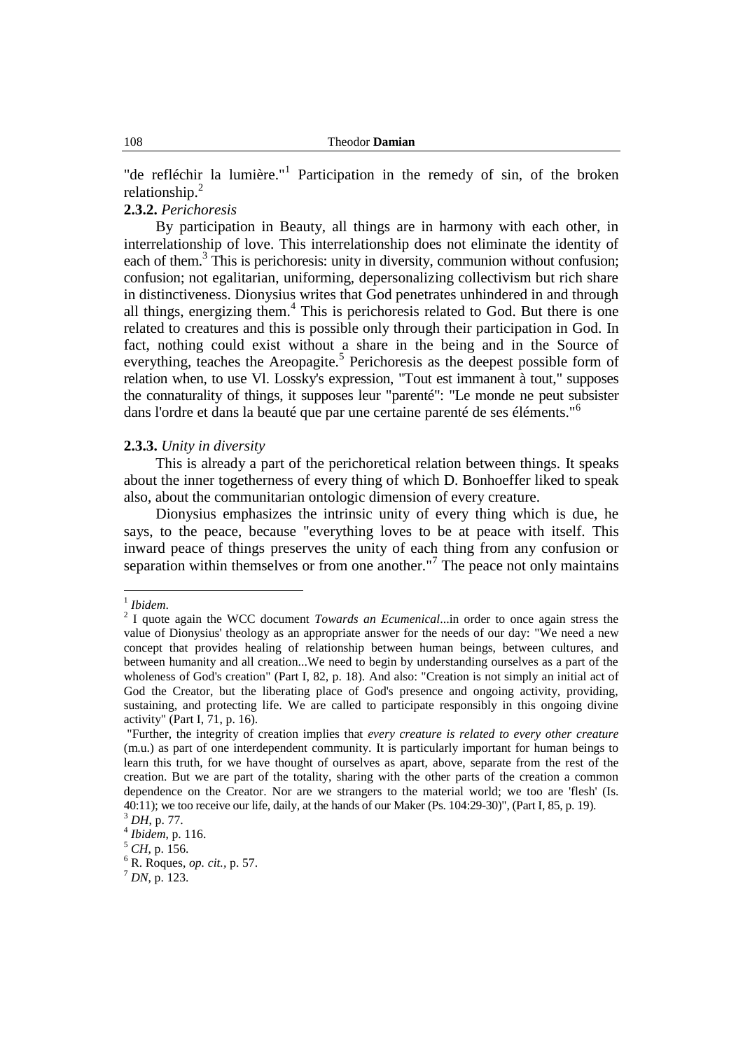"de refléchir la lumière."[1] Participation in the remedy of sin, of the broken relationship.[2]

**2.3.2.** *Perichoresis*

By participation in Beauty, all things are in harmony with each other, in interrelationship of love. This interrelationship does not eliminate the identity of each of them.[3] This is perichoresis: unity in diversity, communion without confusion; confusion; not egalitarian, uniforming, depersonalizing collectivism but rich share in distinctiveness. Dionysius writes that God penetrates unhindered in and through all things, energizing them.[4] This is perichoresis related to God. But there is one related to creatures and this is possible only through their participation in God. In fact, nothing could exist without a share in the being and in the Source of everything, teaches the Areopagite.[5] Perichoresis as the deepest possible form of relation when, to use Vl. Lossky's expression, "Tout est immanent à tout," supposes the connaturality of things, it supposes leur "parenté": "Le monde ne peut subsister dans l'ordre et dans la beauté que par une certaine parenté de ses éléments."[6]

**2.3.3.** *Unity in diversity*

This is already a part of the perichoretical relation between things. It speaks about the inner togetherness of every thing of which D. Bonhoeffer liked to speak also, about the communitarian ontologic dimension of every creature.

Dionysius emphasizes the intrinsic unity of every thing which is due, he says, to the peace, because "everything loves to be at peace with itself. This inward peace of things preserves the unity of each thing from any confusion or separation within themselves or from one another."[7] The peace not only maintains

---

[1] *Ibidem*.

[2] I quote again the WCC document *Towards an Ecumenical*...in order to once again stress the value of Dionysius' theology as an appropriate answer for the needs of our day: "We need a new concept that provides healing of relationship between human beings, between cultures, and between humanity and all creation...We need to begin by understanding ourselves as a part of the wholeness of God's creation" (Part I, 82, p. 18). And also: "Creation is not simply an initial act of God the Creator, but the liberating place of God's presence and ongoing activity, providing, sustaining, and protecting life. We are called to participate responsibly in this ongoing divine activity" (Part I, 71, p. 16).

"Further, the integrity of creation implies that *every creature is related to every other creature* (m.u.) as part of one interdependent community. It is particularly important for human beings to learn this truth, for we have thought of ourselves as apart, above, separate from the rest of the creation. But we are part of the totality, sharing with the other parts of the creation a common dependence on the Creator. Nor are we strangers to the material world; we too are 'flesh' (Is. 40:11); we too receive our life, daily, at the hands of our Maker (Ps. 104:29-30)", (Part I, 85, p. 19).

[3] *DH*, p. 77.

[4] *Ibidem*, p. 116.

[5] *CH*, p. 156.

[6] R. Roques, *op. cit.*, p. 57.

[7] *DN*, p. 123.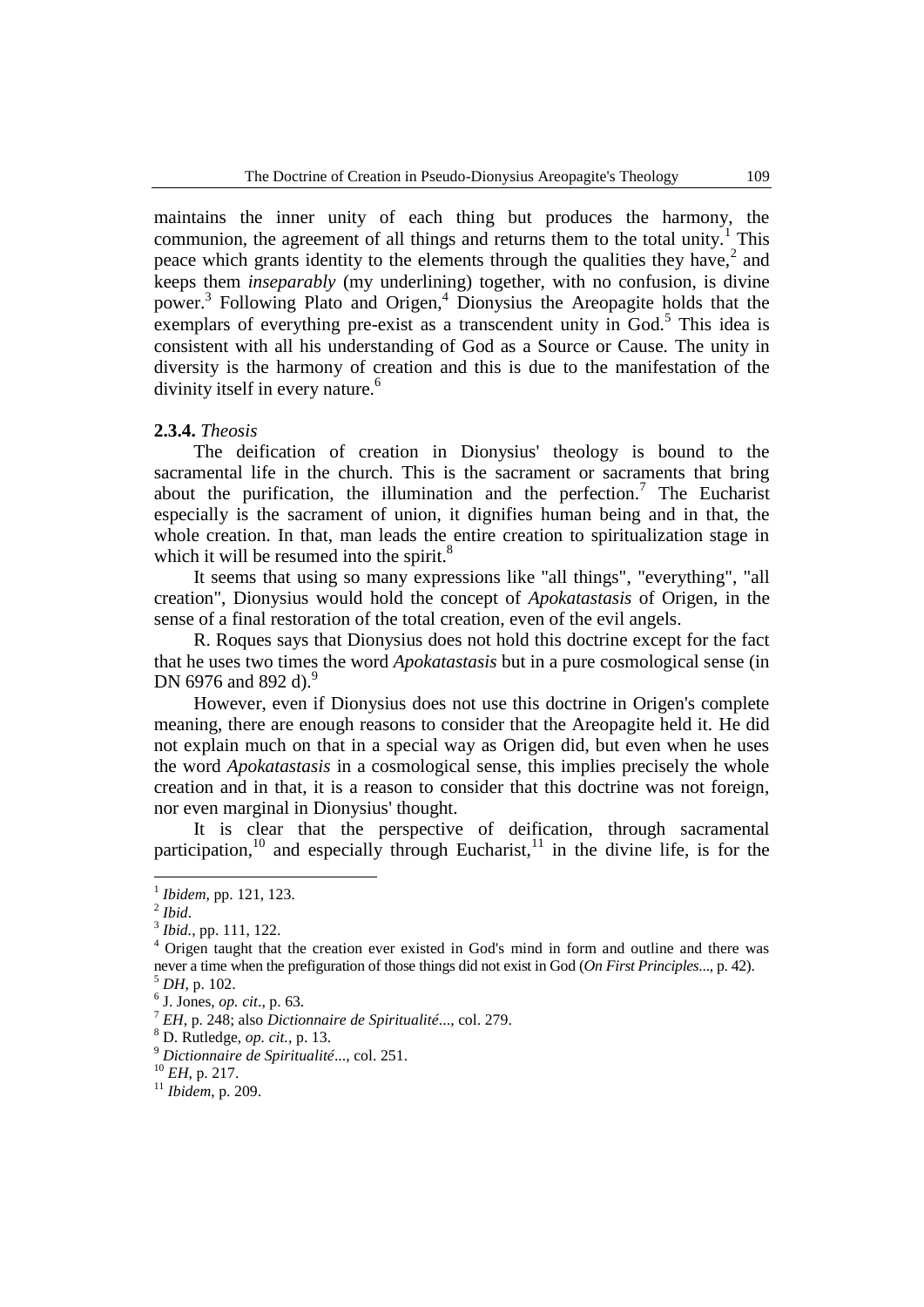maintains the inner unity of each thing but produces the harmony, the communion, the agreement of all things and returns them to the total unity.[1] This peace which grants identity to the elements through the qualities they have,[2] and keeps them *inseparably* (my underlining) together, with no confusion, is divine power.[3] Following Plato and Origen,[4] Dionysius the Areopagite holds that the exemplars of everything pre-exist as a transcendent unity in God.[5] This idea is consistent with all his understanding of God as a Source or Cause. The unity in diversity is the harmony of creation and this is due to the manifestation of the divinity itself in every nature.[6]

**2.3.4.** *Theosis*

The deification of creation in Dionysius' theology is bound to the sacramental life in the church. This is the sacrament or sacraments that bring about the purification, the illumination and the perfection.[7] The Eucharist especially is the sacrament of union, it dignifies human being and in that, the whole creation. In that, man leads the entire creation to spiritualization stage in which it will be resumed into the spirit.[8]

It seems that using so many expressions like "all things", "everything", "all creation", Dionysius would hold the concept of *Apokatastasis* of Origen, in the sense of a final restoration of the total creation, even of the evil angels.

R. Roques says that Dionysius does not hold this doctrine except for the fact that he uses two times the word *Apokatastasis* but in a pure cosmological sense (in DN 6976 and 892 d).[9]

However, even if Dionysius does not use this doctrine in Origen's complete meaning, there are enough reasons to consider that the Areopagite held it. He did not explain much on that in a special way as Origen did, but even when he uses the word *Apokatastasis* in a cosmological sense, this implies precisely the whole creation and in that, it is a reason to consider that this doctrine was not foreign, nor even marginal in Dionysius' thought.

It is clear that the perspective of deification, through sacramental participation,[10] and especially through Eucharist,[11] in the divine life, is for the

---

[1] *Ibidem*, pp. 121, 123.

[2] *Ibid*.

[3] *Ibid.*, pp. 111, 122.

[4] Origen taught that the creation ever existed in God's mind in form and outline and there was never a time when the prefiguration of those things did not exist in God (*On First Principles*..., p. 42).

[5] *DH*, p. 102.

[6] J. Jones, *op. cit*., p. 63.

[7] *EH*, p. 248; also *Dictionnaire de Spiritualité*..., col. 279.

[8] D. Rutledge, *op. cit.*, p. 13.

[9] *Dictionnaire de Spiritualité*..., col. 251.

[10] *EH*, p. 217.

[11] *Ibidem*, p. 209.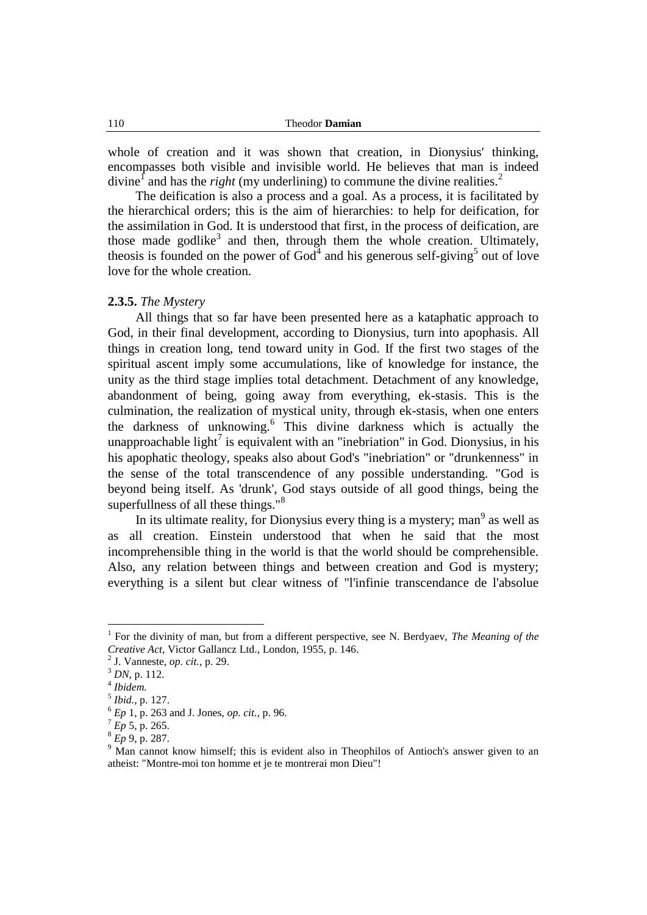whole of creation and it was shown that creation, in Dionysius' thinking, encompasses both visible and invisible world. He believes that man is indeed divine[1] and has the *right* (my underlining) to commune the divine realities.[2]

The deification is also a process and a goal. As a process, it is facilitated by the hierarchical orders; this is the aim of hierarchies: to help for deification, for the assimilation in God. It is understood that first, in the process of deification, are those made godlike[3] and then, through them the whole creation. Ultimately, theosis is founded on the power of God[4] and his generous self-giving[5] out of love love for the whole creation.

**2.3.5.** *The Mystery*

All things that so far have been presented here as a kataphatic approach to God, in their final development, according to Dionysius, turn into apophasis. All things in creation long, tend toward unity in God. If the first two stages of the spiritual ascent imply some accumulations, like of knowledge for instance, the unity as the third stage implies total detachment. Detachment of any knowledge, abandonment of being, going away from everything, ek-stasis. This is the culmination, the realization of mystical unity, through ek-stasis, when one enters the darkness of unknowing.[6] This divine darkness which is actually the unapproachable light[7] is equivalent with an "inebriation" in God. Dionysius, in his his apophatic theology, speaks also about God's "inebriation" or "drunkenness" in the sense of the total transcendence of any possible understanding. "God is beyond being itself. As 'drunk', God stays outside of all good things, being the superfullness of all these things."[8]

In its ultimate reality, for Dionysius every thing is a mystery; man[9] as well as as all creation. Einstein understood that when he said that the most incomprehensible thing in the world is that the world should be comprehensible. Also, any relation between things and between creation and God is mystery; everything is a silent but clear witness of "l'infinie transcendance de l'absolue

---

[1] For the divinity of man, but from a different perspective, see N. Berdyaev, *The Meaning of the Creative Act*, Victor Gallancz Ltd., London, 1955, p. 146.

[2] J. Vanneste, *op. cit.*, p. 29.

[3] *DN*, p. 112.

[4] *Ibidem.*

[5] *Ibid.*, p. 127.

[6] *Ep* 1, p. 263 and J. Jones, *op. cit.*, p. 96.

[7] *Ep* 5, p. 265.

[8] *Ep* 9, p. 287.

[9] Man cannot know himself; this is evident also in Theophilos of Antioch's answer given to an atheist: "Montre-moi ton homme et je te montrerai mon Dieu"!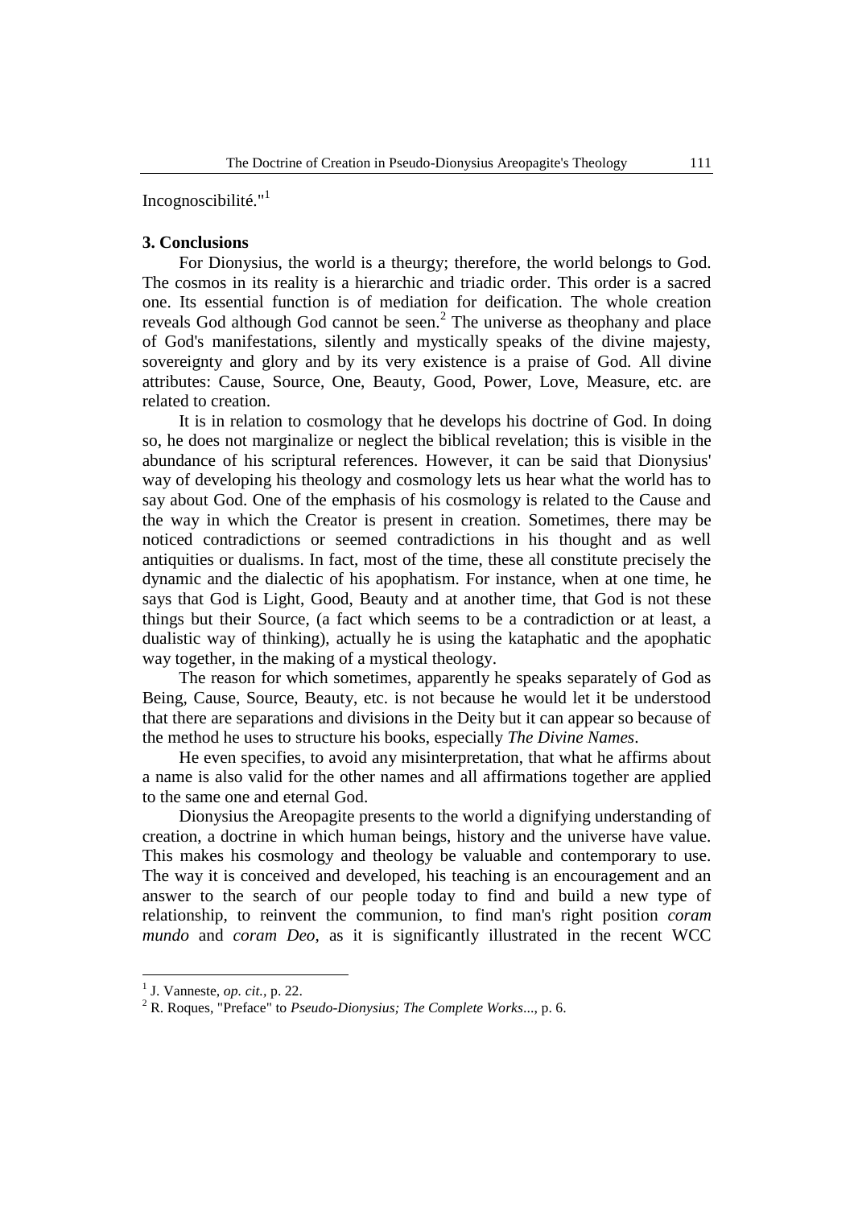Incognoscibilité."[1]

**3. Conclusions**

For Dionysius, the world is a theurgy; therefore, the world belongs to God. The cosmos in its reality is a hierarchic and triadic order. This order is a sacred one. Its essential function is of mediation for deification. The whole creation reveals God although God cannot be seen.[2] The universe as theophany and place of God's manifestations, silently and mystically speaks of the divine majesty, sovereignty and glory and by its very existence is a praise of God. All divine attributes: Cause, Source, One, Beauty, Good, Power, Love, Measure, etc. are related to creation.

It is in relation to cosmology that he develops his doctrine of God. In doing so, he does not marginalize or neglect the biblical revelation; this is visible in the abundance of his scriptural references. However, it can be said that Dionysius' way of developing his theology and cosmology lets us hear what the world has to say about God. One of the emphasis of his cosmology is related to the Cause and the way in which the Creator is present in creation. Sometimes, there may be noticed contradictions or seemed contradictions in his thought and as well antiquities or dualisms. In fact, most of the time, these all constitute precisely the dynamic and the dialectic of his apophatism. For instance, when at one time, he says that God is Light, Good, Beauty and at another time, that God is not these things but their Source, (a fact which seems to be a contradiction or at least, a dualistic way of thinking), actually he is using the kataphatic and the apophatic way together, in the making of a mystical theology.

The reason for which sometimes, apparently he speaks separately of God as Being, Cause, Source, Beauty, etc. is not because he would let it be understood that there are separations and divisions in the Deity but it can appear so because of the method he uses to structure his books, especially *The Divine Names*.

He even specifies, to avoid any misinterpretation, that what he affirms about a name is also valid for the other names and all affirmations together are applied to the same one and eternal God.

Dionysius the Areopagite presents to the world a dignifying understanding of creation, a doctrine in which human beings, history and the universe have value. This makes his cosmology and theology be valuable and contemporary to use. The way it is conceived and developed, his teaching is an encouragement and an answer to the search of our people today to find and build a new type of relationship, to reinvent the communion, to find man's right position *coram mundo* and *coram Deo*, as it is significantly illustrated in the recent WCC

---

[1] J. Vanneste, *op. cit.*, p. 22.

[2] R. Roques, "Preface" to *Pseudo-Dionysius; The Complete Works*..., p. 6.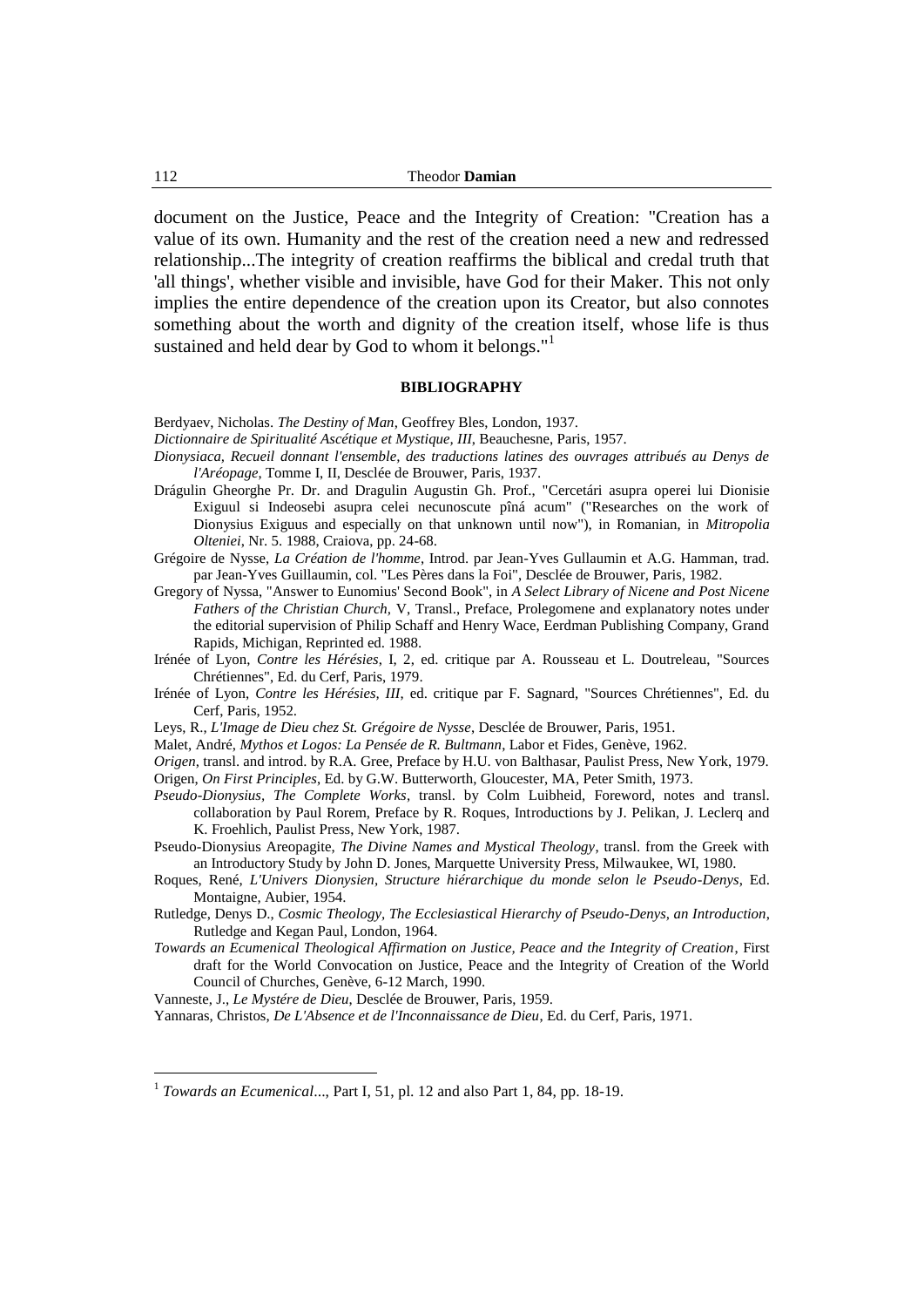document on the Justice, Peace and the Integrity of Creation: "Creation has a value of its own. Humanity and the rest of the creation need a new and redressed relationship...The integrity of creation reaffirms the biblical and credal truth that 'all things', whether visible and invisible, have God for their Maker. This not only implies the entire dependence of the creation upon its Creator, but also connotes something about the worth and dignity of the creation itself, whose life is thus sustained and held dear by God to whom it belongs."[1]

## BIBLIOGRAPHY

Berdyaev, Nicholas. *The Destiny of Man*, Geoffrey Bles, London, 1937.

*Dictionnaire de Spiritualité Ascétique et Mystique, III*, Beauchesne, Paris, 1957.

*Dionysiaca, Recueil donnant l'ensemble, des traductions latines des ouvrages attribués au Denys de l'Aréopage*, Tomme I, II, Desclée de Brouwer, Paris, 1937.

Drágulin Gheorghe Pr. Dr. and Dragulin Augustin Gh. Prof., "Cercetári asupra operei lui Dionisie Exiguul si Indeosebi asupra celei necunoscute pîná acum" ("Researches on the work of Dionysius Exiguus and especially on that unknown until now"), in Romanian, in *Mitropolia Olteniei*, Nr. 5. 1988, Craiova, pp. 24-68.

Grégoire de Nysse, *La Création de l'homme*, Introd. par Jean-Yves Gullaumin et A.G. Hamman, trad. par Jean-Yves Guillaumin, col. "Les Pères dans la Foi", Desclée de Brouwer, Paris, 1982.

Gregory of Nyssa, "Answer to Eunomius' Second Book", in *A Select Library of Nicene and Post Nicene Fathers of the Christian Church*, V, Transl., Preface, Prolegomene and explanatory notes under the editorial supervision of Philip Schaff and Henry Wace, Eerdman Publishing Company, Grand Rapids, Michigan, Reprinted ed. 1988.

Irénée of Lyon, *Contre les Hérésies*, I, 2, ed. critique par A. Rousseau et L. Doutreleau, "Sources Chrétiennes", Ed. du Cerf, Paris, 1979.

Irénée of Lyon, *Contre les Hérésies, III*, ed. critique par F. Sagnard, "Sources Chrétiennes", Ed. du Cerf, Paris, 1952.

Leys, R., *L'Image de Dieu chez St. Grégoire de Nysse*, Desclée de Brouwer, Paris, 1951.

Malet, André, *Mythos et Logos: La Pensée de R. Bultmann*, Labor et Fides, Genève, 1962.

*Origen*, transl. and introd. by R.A. Gree, Preface by H.U. von Balthasar, Paulist Press, New York, 1979.

Origen, *On First Principles*, Ed. by G.W. Butterworth, Gloucester, MA, Peter Smith, 1973.

*Pseudo-Dionysius, The Complete Works*, transl. by Colm Luibheid, Foreword, notes and transl. collaboration by Paul Rorem, Preface by R. Roques, Introductions by J. Pelikan, J. Leclerq and K. Froehlich, Paulist Press, New York, 1987.

Pseudo-Dionysius Areopagite, *The Divine Names and Mystical Theology*, transl. from the Greek with an Introductory Study by John D. Jones, Marquette University Press, Milwaukee, WI, 1980.

Roques, René, *L'Univers Dionysien, Structure hiérarchique du monde selon le Pseudo-Denys*, Ed. Montaigne, Aubier, 1954.

Rutledge, Denys D., *Cosmic Theology, The Ecclesiastical Hierarchy of Pseudo-Denys, an Introduction*, Rutledge and Kegan Paul, London, 1964.

*Towards an Ecumenical Theological Affirmation on Justice, Peace and the Integrity of Creation*, First draft for the World Convocation on Justice, Peace and the Integrity of Creation of the World Council of Churches, Genève, 6-12 March, 1990.

Vanneste, J., *Le Mystére de Dieu*, Desclée de Brouwer, Paris, 1959.

Yannaras, Christos, *De L'Absence et de l'Inconnaissance de Dieu*, Ed. du Cerf, Paris, 1971.

---

[1] *Towards an Ecumenical*..., Part I, 51, pl. 12 and also Part 1, 84, pp. 18-19.